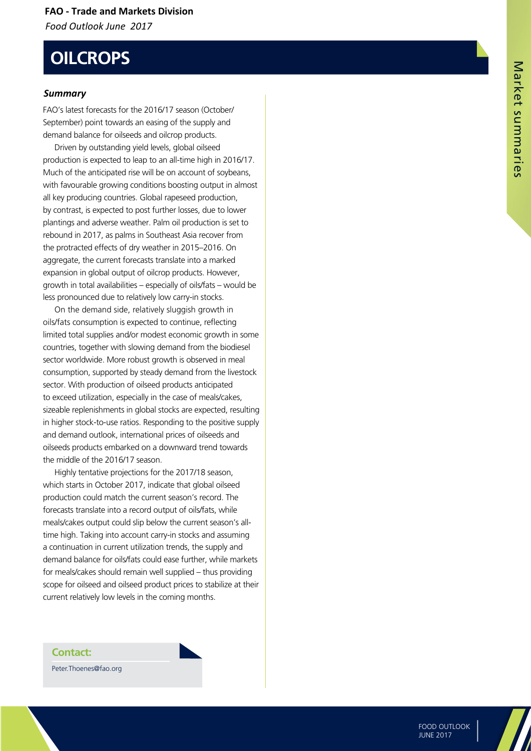# OILCROPS

### *Summary*

FAO's latest forecasts for the 2016/17 season (October/September) point towards an easing of the supply and demand balance for oilseeds and oilcrop products.

Driven by outstanding yield levels, global oilseed production is expected to leap to an all-time high in 2016/17. Much of the anticipated rise will be on account of soybeans, with favourable growing conditions boosting output in almost all key producing countries. Global rapeseed production, by contrast, is expected to post further losses, due to lower plantings and adverse weather. Palm oil production is set to rebound in 2017, as palms in Southeast Asia recover from the protracted effects of dry weather in 2015–2016. On aggregate, the current forecasts translate into a marked expansion in global output of oilcrop products. However, growth in total availabilities – especially of oils/fats – would be less pronounced due to relatively low carry-in stocks.

On the demand side, relatively sluggish growth in oils/fats consumption is expected to continue, reflecting limited total supplies and/or modest economic growth in some countries, together with slowing demand from the biodiesel sector worldwide. More robust growth is observed in meal consumption, supported by steady demand from the livestock sector. With production of oilseed products anticipated to exceed utilization, especially in the case of meals/cakes, sizeable replenishments in global stocks are expected, resulting in higher stock-to-use ratios. Responding to the positive supply and demand outlook, international prices of oilseeds and oilseeds products embarked on a downward trend towards the middle of the 2016/17 season.

Highly tentative projections for the 2017/18 season, which starts in October 2017, indicate that global oilseed production could match the current season's record. The forecasts translate into a record output of oils/fats, while meals/cakes output could slip below the current season's all-time high. Taking into account carry-in stocks and assuming a continuation in current utilization trends, the supply and demand balance for oils/fats could ease further, while markets for meals/cakes should remain well supplied – thus providing scope for oilseed and oilseed product prices to stabilize at their current relatively low levels in the coming months.

**Contact:**

Peter.Thoenes@fao.org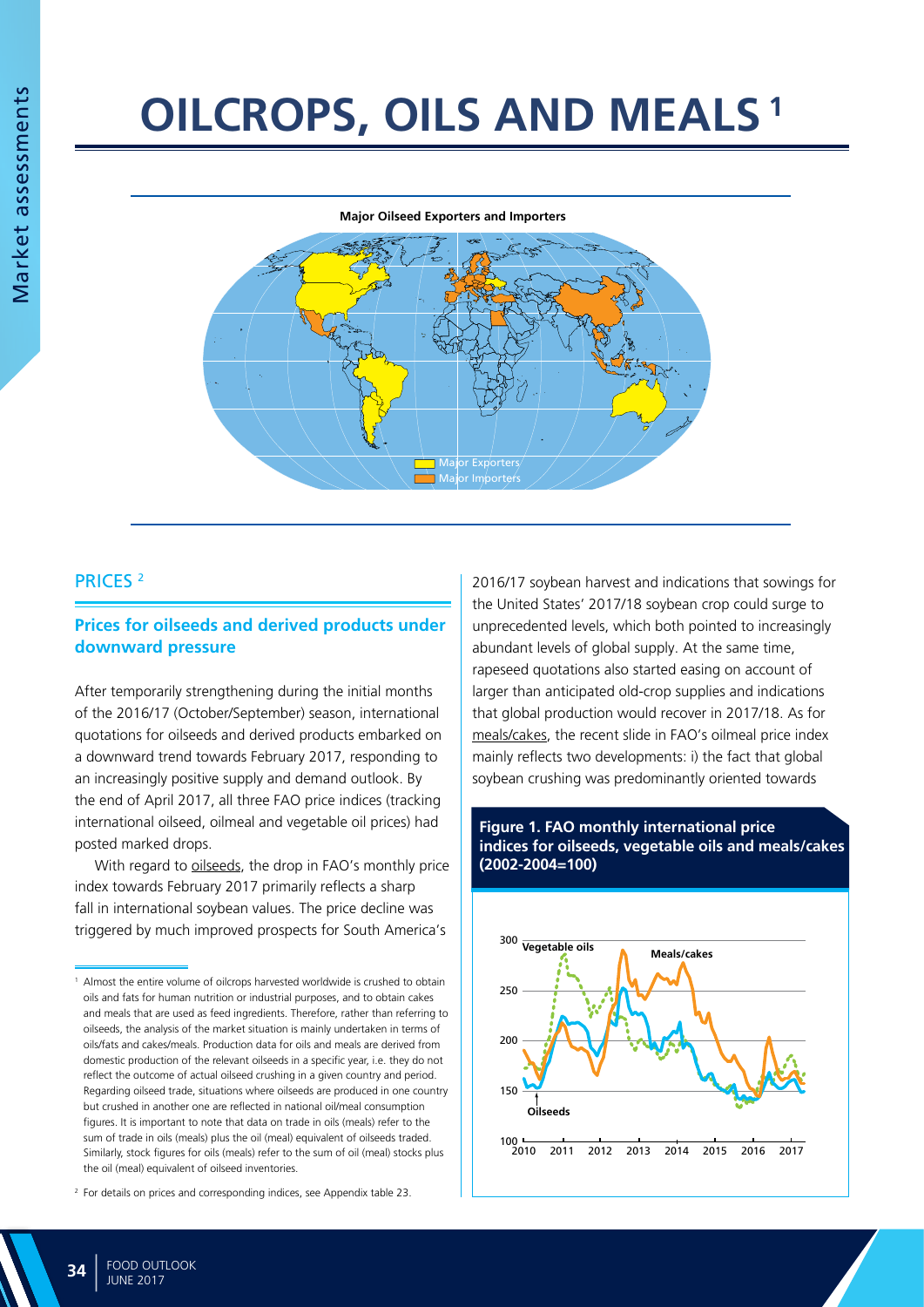# OILCROPS, OILS AND MEALS [1]

**Major Oilseed Exporters and Importers**

Major Exporters
Major Importers

## PRICES [2]

### Prices for oilseeds and derived products under downward pressure

After temporarily strengthening during the initial months of the 2016/17 (October/September) season, international quotations for oilseeds and derived products embarked on a downward trend towards February 2017, responding to an increasingly positive supply and demand outlook. By the end of April 2017, all three FAO price indices (tracking international oilseed, oilmeal and vegetable oil prices) had posted marked drops.

With regard to oilseeds, the drop in FAO's monthly price index towards February 2017 primarily reflects a sharp fall in international soybean values. The price decline was triggered by much improved prospects for South America's 2016/17 soybean harvest and indications that sowings for the United States' 2017/18 soybean crop could surge to unprecedented levels, which both pointed to increasingly abundant levels of global supply. At the same time, rapeseed quotations also started easing on account of larger than anticipated old-crop supplies and indications that global production would recover in 2017/18. As for meals/cakes, the recent slide in FAO's oilmeal price index mainly reflects two developments: i) the fact that global soybean crushing was predominantly oriented towards

**Figure 1. FAO monthly international price indices for oilseeds, vegetable oils and meals/cakes (2002-2004=100)**

[1] Almost the entire volume of oilcrops harvested worldwide is crushed to obtain oils and fats for human nutrition or industrial purposes, and to obtain cakes and meals that are used as feed ingredients. Therefore, rather than referring to oilseeds, the analysis of the market situation is mainly undertaken in terms of oils/fats and cakes/meals. Production data for oils and meals are derived from domestic production of the relevant oilseeds in a specific year, i.e. they do not reflect the outcome of actual oilseed crushing in a given country and period. Regarding oilseed trade, situations where oilseeds are produced in one country but crushed in another one are reflected in national oil/meal consumption figures. It is important to note that data on trade in oils (meals) refer to the sum of trade in oils (meals) plus the oil (meal) equivalent of oilseeds traded. Similarly, stock figures for oils (meals) refer to the sum of oil (meal) stocks plus the oil (meal) equivalent of oilseed inventories.

[2] For details on prices and corresponding indices, see Appendix table 23.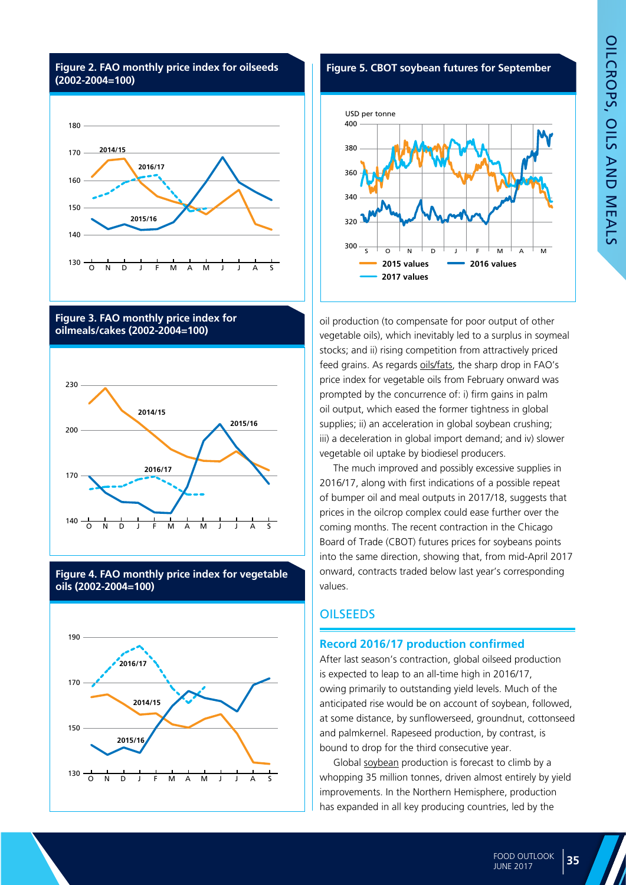**Figure 2. FAO monthly price index for oilseeds (2002-2004=100)**

**Figure 3. FAO monthly price index for oilmeals/cakes (2002-2004=100)**

**Figure 4. FAO monthly price index for vegetable oils (2002-2004=100)**

**Figure 5. CBOT soybean futures for September**

oil production (to compensate for poor output of other vegetable oils), which inevitably led to a surplus in soymeal stocks; and ii) rising competition from attractively priced feed grains. As regards oils/fats, the sharp drop in FAO's price index for vegetable oils from February onward was prompted by the concurrence of: i) firm gains in palm oil output, which eased the former tightness in global supplies; ii) an acceleration in global soybean crushing; iii) a deceleration in global import demand; and iv) slower vegetable oil uptake by biodiesel producers.

The much improved and possibly excessive supplies in 2016/17, along with first indications of a possible repeat of bumper oil and meal outputs in 2017/18, suggests that prices in the oilcrop complex could ease further over the coming months. The recent contraction in the Chicago Board of Trade (CBOT) futures prices for soybeans points into the same direction, showing that, from mid-April 2017 onward, contracts traded below last year's corresponding values.

## OILSEEDS

### Record 2016/17 production confirmed

After last season's contraction, global oilseed production is expected to leap to an all-time high in 2016/17, owing primarily to outstanding yield levels. Much of the anticipated rise would be on account of soybean, followed, at some distance, by sunflowerseed, groundnut, cottonseed and palmkernel. Rapeseed production, by contrast, is bound to drop for the third consecutive year.

Global soybean production is forecast to climb by a whopping 35 million tonnes, driven almost entirely by yield improvements. In the Northern Hemisphere, production has expanded in all key producing countries, led by the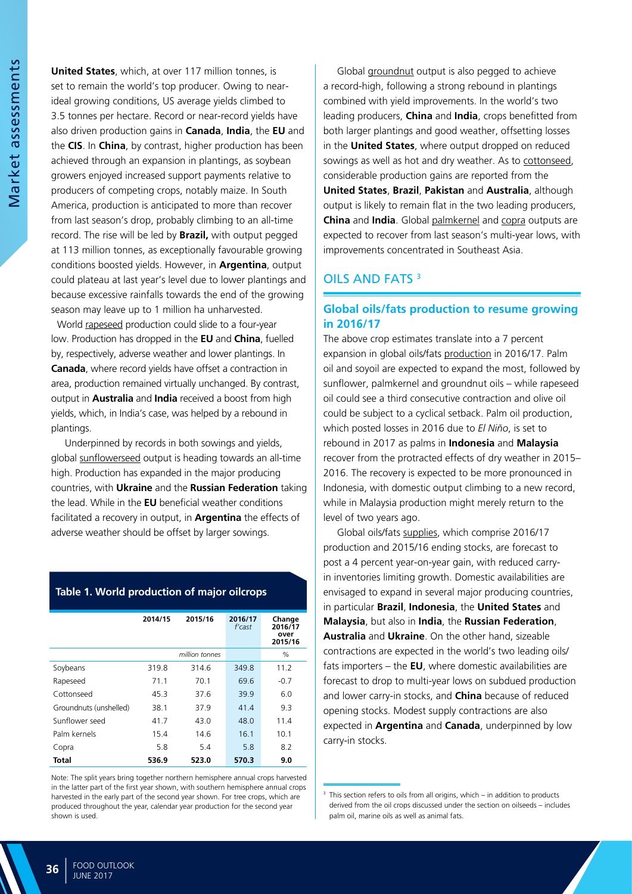**United States**, which, at over 117 million tonnes, is set to remain the world's top producer. Owing to near-ideal growing conditions, US average yields climbed to 3.5 tonnes per hectare. Record or near-record yields have also driven production gains in **Canada**, **India**, the **EU** and the **CIS**. In **China**, by contrast, higher production has been achieved through an expansion in plantings, as soybean growers enjoyed increased support payments relative to producers of competing crops, notably maize. In South America, production is anticipated to more than recover from last season's drop, probably climbing to an all-time record. The rise will be led by **Brazil,** with output pegged at 113 million tonnes, as exceptionally favourable growing conditions boosted yields. However, in **Argentina**, output could plateau at last year's level due to lower plantings and because excessive rainfalls towards the end of the growing season may leave up to 1 million ha unharvested.

World rapeseed production could slide to a four-year low. Production has dropped in the **EU** and **China**, fuelled by, respectively, adverse weather and lower plantings. In **Canada**, where record yields have offset a contraction in area, production remained virtually unchanged. By contrast, output in **Australia** and **India** received a boost from high yields, which, in India's case, was helped by a rebound in plantings.

Underpinned by records in both sowings and yields, global sunflowerseed output is heading towards an all-time high. Production has expanded in the major producing countries, with **Ukraine** and the **Russian Federation** taking the lead. While in the **EU** beneficial weather conditions facilitated a recovery in output, in **Argentina** the effects of adverse weather should be offset by larger sowings.

**Table 1. World production of major oilcrops**

| | 2014/15 | 2015/16 | 2016/17 *f'cast* | Change 2016/17 over 2015/16 |
|---|---|---|---|---|
| | | *million tonnes* | | % |
| Soybeans | 319.8 | 314.6 | 349.8 | 11.2 |
| Rapeseed | 71.1 | 70.1 | 69.6 | -0.7 |
| Cottonseed | 45.3 | 37.6 | 39.9 | 6.0 |
| Groundnuts (unshelled) | 38.1 | 37.9 | 41.4 | 9.3 |
| Sunflower seed | 41.7 | 43.0 | 48.0 | 11.4 |
| Palm kernels | 15.4 | 14.6 | 16.1 | 10.1 |
| Copra | 5.8 | 5.4 | 5.8 | 8.2 |
| **Total** | **536.9** | **523.0** | **570.3** | **9.0** |

Note: The split years bring together northern hemisphere annual crops harvested in the latter part of the first year shown, with southern hemisphere annual crops harvested in the early part of the second year shown. For tree crops, which are produced throughout the year, calendar year production for the second year shown is used.

Global groundnut output is also pegged to achieve a record-high, following a strong rebound in plantings combined with yield improvements. In the world's two leading producers, **China** and **India**, crops benefitted from both larger plantings and good weather, offsetting losses in the **United States**, where output dropped on reduced sowings as well as hot and dry weather. As to cottonseed, considerable production gains are reported from the **United States**, **Brazil**, **Pakistan** and **Australia**, although output is likely to remain flat in the two leading producers, **China** and **India**. Global palmkernel and copra outputs are expected to recover from last season's multi-year lows, with improvements concentrated in Southeast Asia.

## OILS AND FATS [3]

### Global oils/fats production to resume growing in 2016/17

The above crop estimates translate into a 7 percent expansion in global oils/fats production in 2016/17. Palm oil and soyoil are expected to expand the most, followed by sunflower, palmkernel and groundnut oils – while rapeseed oil could see a third consecutive contraction and olive oil could be subject to a cyclical setback. Palm oil production, which posted losses in 2016 due to *El Niño*, is set to rebound in 2017 as palms in **Indonesia** and **Malaysia** recover from the protracted effects of dry weather in 2015–2016. The recovery is expected to be more pronounced in Indonesia, with domestic output climbing to a new record, while in Malaysia production might merely return to the level of two years ago.

Global oils/fats supplies, which comprise 2016/17 production and 2015/16 ending stocks, are forecast to post a 4 percent year-on-year gain, with reduced carry-in inventories limiting growth. Domestic availabilities are envisaged to expand in several major producing countries, in particular **Brazil**, **Indonesia**, the **United States** and **Malaysia**, but also in **India**, the **Russian Federation**, **Australia** and **Ukraine**. On the other hand, sizeable contractions are expected in the world's two leading oils/fats importers – the **EU**, where domestic availabilities are forecast to drop to multi-year lows on subdued production and lower carry-in stocks, and **China** because of reduced opening stocks. Modest supply contractions are also expected in **Argentina** and **Canada**, underpinned by low carry-in stocks.

[3] This section refers to oils from all origins, which – in addition to products derived from the oil crops discussed under the section on oilseeds – includes palm oil, marine oils as well as animal fats.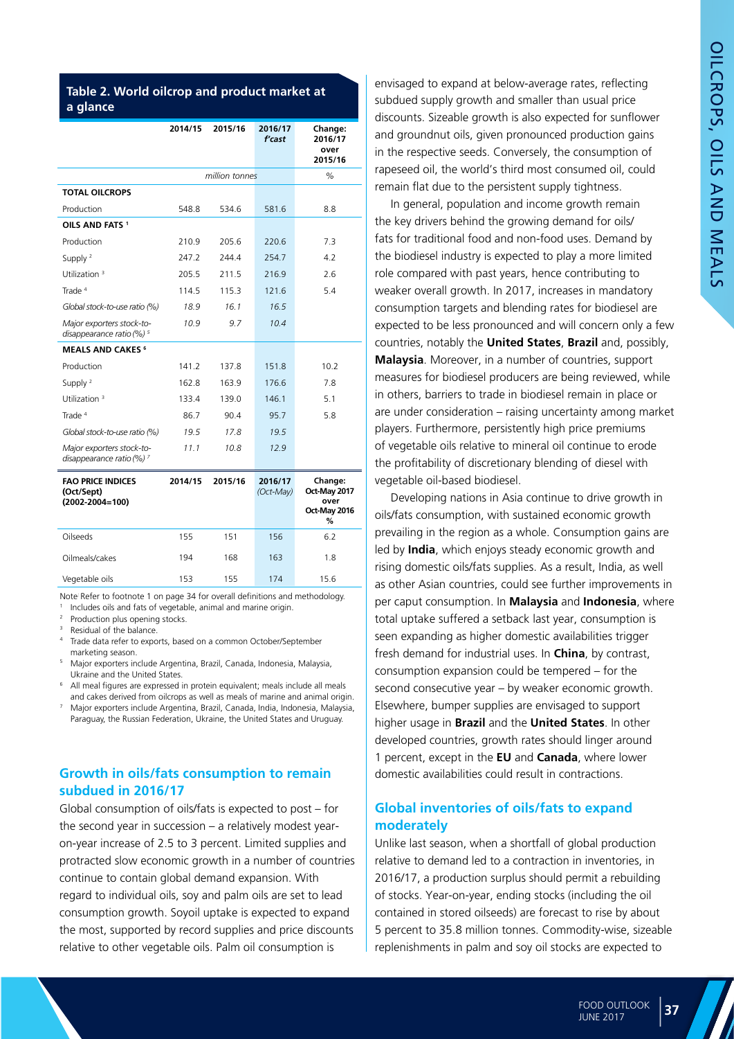**Table 2. World oilcrop and product market at a glance**

| | 2014/15 | 2015/16 | 2016/17 f'cast | Change: 2016/17 over 2015/16 |
|---|---|---|---|---|
| | *million tonnes* | | | % |
| **TOTAL OILCROPS** | | | | |
| Production | 548.8 | 534.6 | 581.6 | 8.8 |
| **OILS AND FATS** [1] | | | | |
| Production | 210.9 | 205.6 | 220.6 | 7.3 |
| Supply [2] | 247.2 | 244.4 | 254.7 | 4.2 |
| Utilization [3] | 205.5 | 211.5 | 216.9 | 2.6 |
| Trade [4] | 114.5 | 115.3 | 121.6 | 5.4 |
| *Global stock-to-use ratio (%)* | *18.9* | *16.1* | *16.5* | |
| *Major exporters stock-to-disappearance ratio (%)* [5] | *10.9* | *9.7* | *10.4* | |
| **MEALS AND CAKES** [6] | | | | |
| Production | 141.2 | 137.8 | 151.8 | 10.2 |
| Supply [2] | 162.8 | 163.9 | 176.6 | 7.8 |
| Utilization [3] | 133.4 | 139.0 | 146.1 | 5.1 |
| Trade [4] | 86.7 | 90.4 | 95.7 | 5.8 |
| *Global stock-to-use ratio (%)* | *19.5* | *17.8* | *19.5* | |
| *Major exporters stock-to-disappearance ratio (%)* [7] | *11.1* | *10.8* | *12.9* | |
| **FAO PRICE INDICES (Oct/Sept) (2002-2004=100)** | **2014/15** | **2015/16** | **2016/17** *(Oct-May)* | **Change: Oct-May 2017 over Oct-May 2016 %** |
| Oilseeds | 155 | 151 | 156 | 6.2 |
| Oilmeals/cakes | 194 | 168 | 163 | 1.8 |
| Vegetable oils | 153 | 155 | 174 | 15.6 |

Note: Refer to footnote 1 on page 34 for overall definitions and methodology.

[1] Includes oils and fats of vegetable, animal and marine origin.

[2] Production plus opening stocks.

[3] Residual of the balance.

[4] Trade data refer to exports, based on a common October/September marketing season.

[5] Major exporters include Argentina, Brazil, Canada, Indonesia, Malaysia, Ukraine and the United States.

[6] All meal figures are expressed in protein equivalent; meals include all meals and cakes derived from oilcrops as well as meals of marine and animal origin.

[7] Major exporters include Argentina, Brazil, Canada, India, Indonesia, Malaysia, Paraguay, the Russian Federation, Ukraine, the United States and Uruguay.

## Growth in oils/fats consumption to remain subdued in 2016/17

Global consumption of oils/fats is expected to post – for the second year in succession – a relatively modest year-on-year increase of 2.5 to 3 percent. Limited supplies and protracted slow economic growth in a number of countries continue to contain global demand expansion. With regard to individual oils, soy and palm oils are set to lead consumption growth. Soyoil uptake is expected to expand the most, supported by record supplies and price discounts relative to other vegetable oils. Palm oil consumption is envisaged to expand at below-average rates, reflecting subdued supply growth and smaller than usual price discounts. Sizeable growth is also expected for sunflower and groundnut oils, given pronounced production gains in the respective seeds. Conversely, the consumption of rapeseed oil, the world's third most consumed oil, could remain flat due to the persistent supply tightness.

In general, population and income growth remain the key drivers behind the growing demand for oils/fats for traditional food and non-food uses. Demand by the biodiesel industry is expected to play a more limited role compared with past years, hence contributing to weaker overall growth. In 2017, increases in mandatory consumption targets and blending rates for biodiesel are expected to be less pronounced and will concern only a few countries, notably the **United States**, **Brazil** and, possibly, **Malaysia**. Moreover, in a number of countries, support measures for biodiesel producers are being reviewed, while in others, barriers to trade in biodiesel remain in place or are under consideration – raising uncertainty among market players. Furthermore, persistently high price premiums of vegetable oils relative to mineral oil continue to erode the profitability of discretionary blending of diesel with vegetable oil-based biodiesel.

Developing nations in Asia continue to drive growth in oils/fats consumption, with sustained economic growth prevailing in the region as a whole. Consumption gains are led by **India**, which enjoys steady economic growth and rising domestic oils/fats supplies. As a result, India, as well as other Asian countries, could see further improvements in per caput consumption. In **Malaysia** and **Indonesia**, where total uptake suffered a setback last year, consumption is seen expanding as higher domestic availabilities trigger fresh demand for industrial uses. In **China**, by contrast, consumption expansion could be tempered – for the second consecutive year – by weaker economic growth. Elsewhere, bumper supplies are envisaged to support higher usage in **Brazil** and the **United States**. In other developed countries, growth rates should linger around 1 percent, except in the **EU** and **Canada**, where lower domestic availabilities could result in contractions.

## Global inventories of oils/fats to expand moderately

Unlike last season, when a shortfall of global production relative to demand led to a contraction in inventories, in 2016/17, a production surplus should permit a rebuilding of stocks. Year-on-year, ending stocks (including the oil contained in stored oilseeds) are forecast to rise by about 5 percent to 35.8 million tonnes. Commodity-wise, sizeable replenishments in palm and soy oil stocks are expected to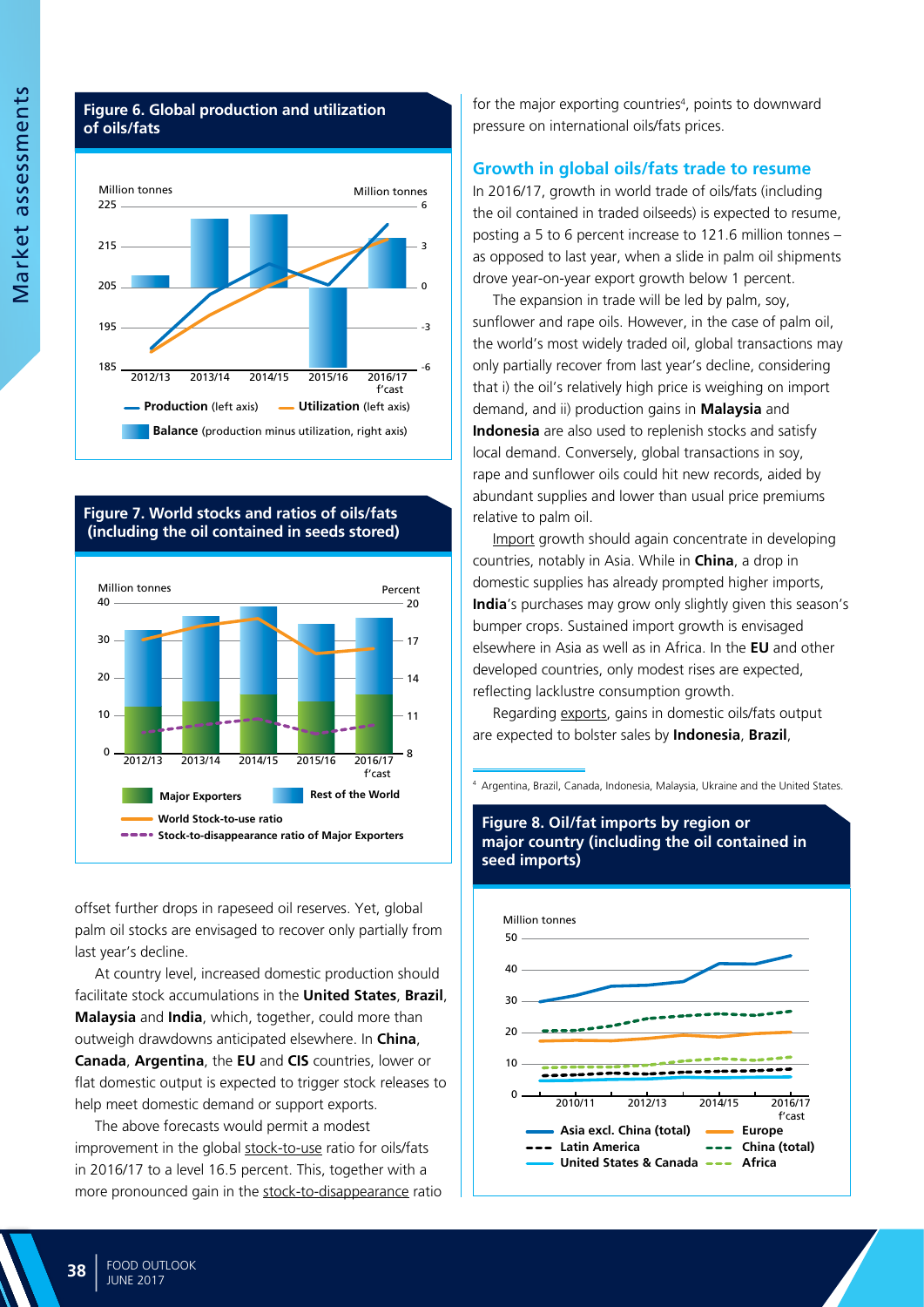**Figure 6. Global production and utilization of oils/fats**

Million tonnes (left axis); Million tonnes (right axis)

Production (left axis) — Utilization (left axis) — Balance (production minus utilization, right axis)

2012/13, 2013/14, 2014/15, 2015/16, 2016/17 f'cast

**Figure 7. World stocks and ratios of oils/fats (including the oil contained in seeds stored)**

Million tonnes; Percent

Major Exporters — Rest of the World — World Stock-to-use ratio — Stock-to-disappearance ratio of Major Exporters

2012/13, 2013/14, 2014/15, 2015/16, 2016/17 f'cast

offset further drops in rapeseed oil reserves. Yet, global palm oil stocks are envisaged to recover only partially from last year's decline.

At country level, increased domestic production should facilitate stock accumulations in the **United States**, **Brazil**, **Malaysia** and **India**, which, together, could more than outweigh drawdowns anticipated elsewhere. In **China**, **Canada**, **Argentina**, the **EU** and **CIS** countries, lower or flat domestic output is expected to trigger stock releases to help meet domestic demand or support exports.

The above forecasts would permit a modest improvement in the global stock-to-use ratio for oils/fats in 2016/17 to a level 16.5 percent. This, together with a more pronounced gain in the stock-to-disappearance ratio for the major exporting countries[4], points to downward pressure on international oils/fats prices.

## Growth in global oils/fats trade to resume

In 2016/17, growth in world trade of oils/fats (including the oil contained in traded oilseeds) is expected to resume, posting a 5 to 6 percent increase to 121.6 million tonnes – as opposed to last year, when a slide in palm oil shipments drove year-on-year export growth below 1 percent.

The expansion in trade will be led by palm, soy, sunflower and rape oils. However, in the case of palm oil, the world's most widely traded oil, global transactions may only partially recover from last year's decline, considering that i) the oil's relatively high price is weighing on import demand, and ii) production gains in **Malaysia** and **Indonesia** are also used to replenish stocks and satisfy local demand. Conversely, global transactions in soy, rape and sunflower oils could hit new records, aided by abundant supplies and lower than usual price premiums relative to palm oil.

Import growth should again concentrate in developing countries, notably in Asia. While in **China**, a drop in domestic supplies has already prompted higher imports, **India**'s purchases may grow only slightly given this season's bumper crops. Sustained import growth is envisaged elsewhere in Asia as well as in Africa. In the **EU** and other developed countries, only modest rises are expected, reflecting lacklustre consumption growth.

Regarding exports, gains in domestic oils/fats output are expected to bolster sales by **Indonesia**, **Brazil**,

[4] Argentina, Brazil, Canada, Indonesia, Malaysia, Ukraine and the United States.

**Figure 8. Oil/fat imports by region or major country (including the oil contained in seed imports)**

Million tonnes

Asia excl. China (total) — Europe — Latin America — China (total) — United States & Canada — Africa

2010/11, 2012/13, 2014/15, 2016/17 f'cast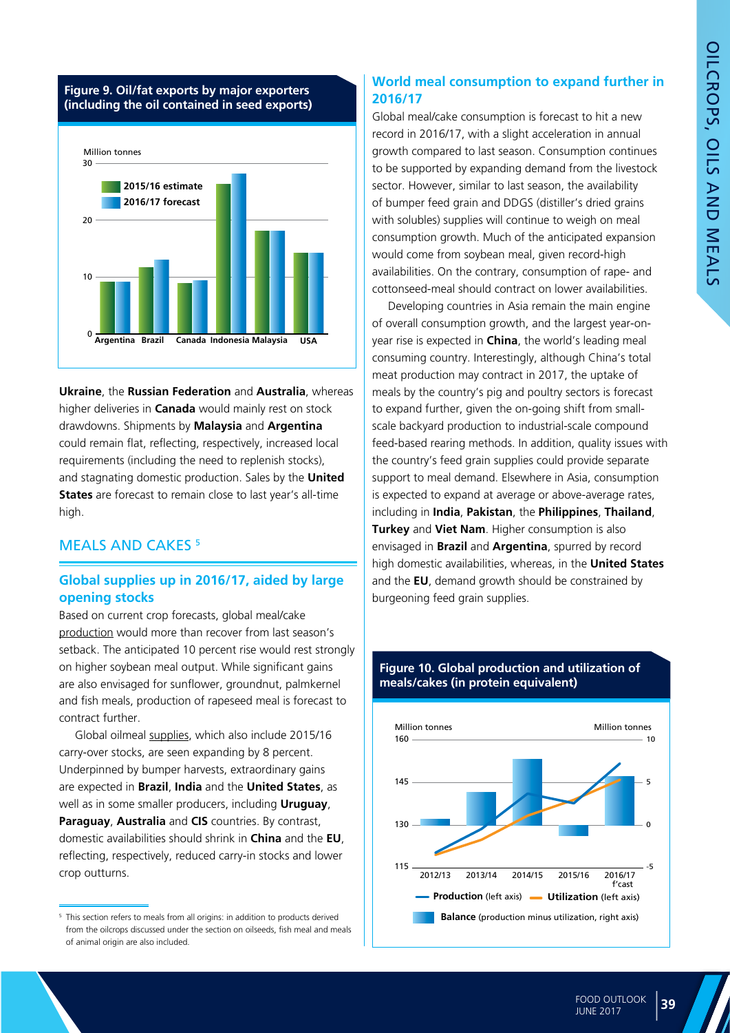**Figure 9. Oil/fat exports by major exporters (including the oil contained in seed exports)**

**Ukraine**, the **Russian Federation** and **Australia**, whereas higher deliveries in **Canada** would mainly rest on stock drawdowns. Shipments by **Malaysia** and **Argentina** could remain flat, reflecting, respectively, increased local requirements (including the need to replenish stocks), and stagnating domestic production. Sales by the **United States** are forecast to remain close to last year's all-time high.

## MEALS AND CAKES [5]

### Global supplies up in 2016/17, aided by large opening stocks

Based on current crop forecasts, global meal/cake production would more than recover from last season's setback. The anticipated 10 percent rise would rest strongly on higher soybean meal output. While significant gains are also envisaged for sunflower, groundnut, palmkernel and fish meals, production of rapeseed meal is forecast to contract further.

Global oilmeal supplies, which also include 2015/16 carry-over stocks, are seen expanding by 8 percent. Underpinned by bumper harvests, extraordinary gains are expected in **Brazil**, **India** and the **United States**, as well as in some smaller producers, including **Uruguay**, **Paraguay**, **Australia** and **CIS** countries. By contrast, domestic availabilities should shrink in **China** and the **EU**, reflecting, respectively, reduced carry-in stocks and lower crop outturns.

### World meal consumption to expand further in 2016/17

Global meal/cake consumption is forecast to hit a new record in 2016/17, with a slight acceleration in annual growth compared to last season. Consumption continues to be supported by expanding demand from the livestock sector. However, similar to last season, the availability of bumper feed grain and DDGS (distiller's dried grains with solubles) supplies will continue to weigh on meal consumption growth. Much of the anticipated expansion would come from soybean meal, given record-high availabilities. On the contrary, consumption of rape- and cottonseed-meal should contract on lower availabilities.

Developing countries in Asia remain the main engine of overall consumption growth, and the largest year-on-year rise is expected in **China**, the world's leading meal consuming country. Interestingly, although China's total meat production may contract in 2017, the uptake of meals by the country's pig and poultry sectors is forecast to expand further, given the on-going shift from small-scale backyard production to industrial-scale compound feed-based rearing methods. In addition, quality issues with the country's feed grain supplies could provide separate support to meal demand. Elsewhere in Asia, consumption is expected to expand at average or above-average rates, including in **India**, **Pakistan**, the **Philippines**, **Thailand**, **Turkey** and **Viet Nam**. Higher consumption is also envisaged in **Brazil** and **Argentina**, spurred by record high domestic availabilities, whereas, in the **United States** and the **EU**, demand growth should be constrained by burgeoning feed grain supplies.

**Figure 10. Global production and utilization of meals/cakes (in protein equivalent)**

[5] This section refers to meals from all origins: in addition to products derived from the oilcrops discussed under the section on oilseeds, fish meal and meals of animal origin are also included.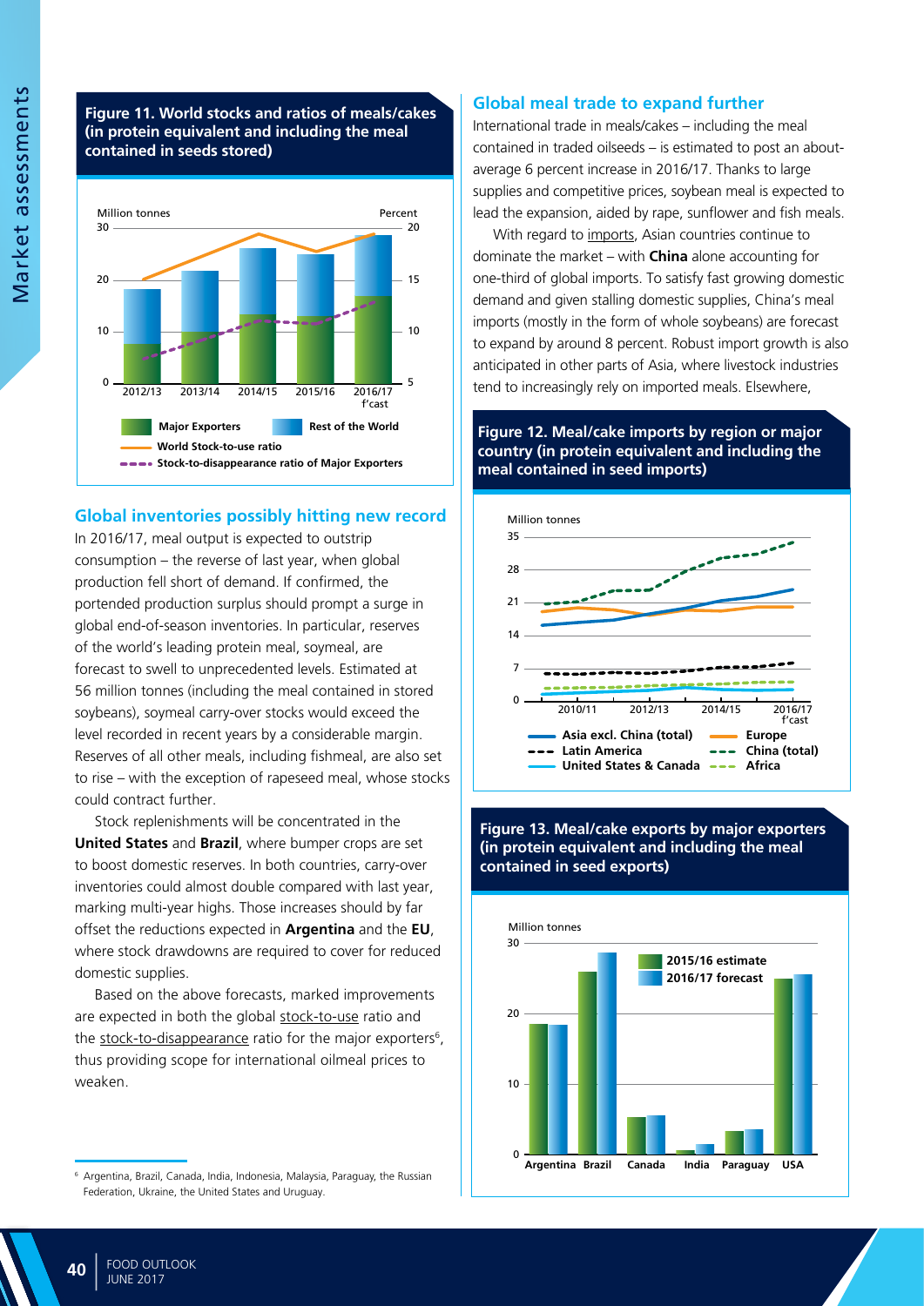**Figure 11. World stocks and ratios of meals/cakes (in protein equivalent and including the meal contained in seeds stored)**

## Global inventories possibly hitting new record

In 2016/17, meal output is expected to outstrip consumption – the reverse of last year, when global production fell short of demand. If confirmed, the portended production surplus should prompt a surge in global end-of-season inventories. In particular, reserves of the world's leading protein meal, soymeal, are forecast to swell to unprecedented levels. Estimated at 56 million tonnes (including the meal contained in stored soybeans), soymeal carry-over stocks would exceed the level recorded in recent years by a considerable margin. Reserves of all other meals, including fishmeal, are also set to rise – with the exception of rapeseed meal, whose stocks could contract further.

Stock replenishments will be concentrated in the **United States** and **Brazil**, where bumper crops are set to boost domestic reserves. In both countries, carry-over inventories could almost double compared with last year, marking multi-year highs. Those increases should by far offset the reductions expected in **Argentina** and the **EU**, where stock drawdowns are required to cover for reduced domestic supplies.

Based on the above forecasts, marked improvements are expected in both the global stock-to-use ratio and the stock-to-disappearance ratio for the major exporters[6], thus providing scope for international oilmeal prices to weaken.

## Global meal trade to expand further

International trade in meals/cakes – including the meal contained in traded oilseeds – is estimated to post an about-average 6 percent increase in 2016/17. Thanks to large supplies and competitive prices, soybean meal is expected to lead the expansion, aided by rape, sunflower and fish meals.

With regard to imports, Asian countries continue to dominate the market – with **China** alone accounting for one-third of global imports. To satisfy fast growing domestic demand and given stalling domestic supplies, China's meal imports (mostly in the form of whole soybeans) are forecast to expand by around 8 percent. Robust import growth is also anticipated in other parts of Asia, where livestock industries tend to increasingly rely on imported meals. Elsewhere,

**Figure 12. Meal/cake imports by region or major country (in protein equivalent and including the meal contained in seed imports)**

**Figure 13. Meal/cake exports by major exporters (in protein equivalent and including the meal contained in seed exports)**

---

[6] Argentina, Brazil, Canada, India, Indonesia, Malaysia, Paraguay, the Russian Federation, Ukraine, the United States and Uruguay.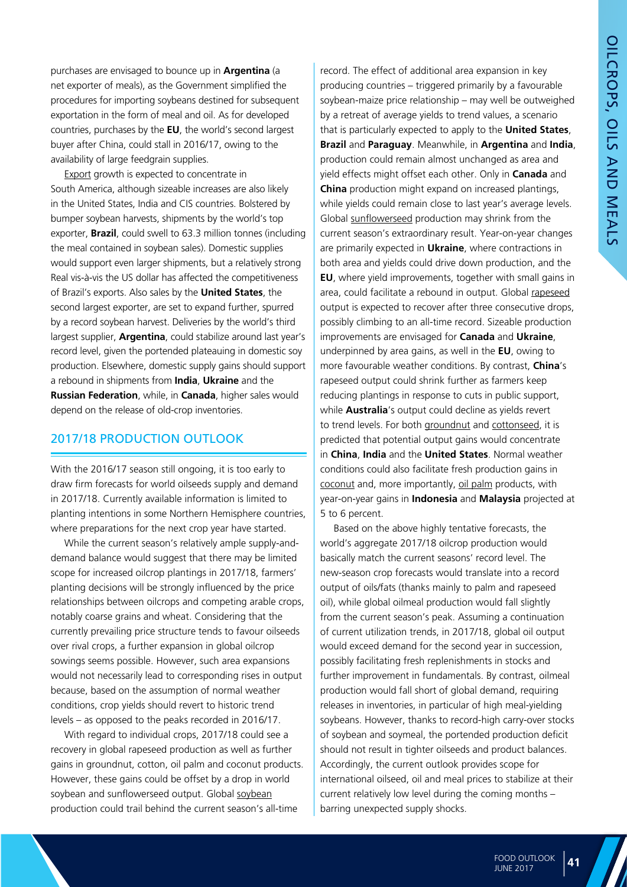purchases are envisaged to bounce up in **Argentina** (a net exporter of meals), as the Government simplified the procedures for importing soybeans destined for subsequent exportation in the form of meal and oil. As for developed countries, purchases by the **EU**, the world's second largest buyer after China, could stall in 2016/17, owing to the availability of large feedgrain supplies.

Export growth is expected to concentrate in South America, although sizeable increases are also likely in the United States, India and CIS countries. Bolstered by bumper soybean harvests, shipments by the world's top exporter, **Brazil**, could swell to 63.3 million tonnes (including the meal contained in soybean sales). Domestic supplies would support even larger shipments, but a relatively strong Real vis-à-vis the US dollar has affected the competitiveness of Brazil's exports. Also sales by the **United States**, the second largest exporter, are set to expand further, spurred by a record soybean harvest. Deliveries by the world's third largest supplier, **Argentina**, could stabilize around last year's record level, given the portended plateauing in domestic soy production. Elsewhere, domestic supply gains should support a rebound in shipments from **India**, **Ukraine** and the **Russian Federation**, while, in **Canada**, higher sales would depend on the release of old-crop inventories.

## 2017/18 PRODUCTION OUTLOOK

With the 2016/17 season still ongoing, it is too early to draw firm forecasts for world oilseeds supply and demand in 2017/18. Currently available information is limited to planting intentions in some Northern Hemisphere countries, where preparations for the next crop year have started.

While the current season's relatively ample supply-and-demand balance would suggest that there may be limited scope for increased oilcrop plantings in 2017/18, farmers' planting decisions will be strongly influenced by the price relationships between oilcrops and competing arable crops, notably coarse grains and wheat. Considering that the currently prevailing price structure tends to favour oilseeds over rival crops, a further expansion in global oilcrop sowings seems possible. However, such area expansions would not necessarily lead to corresponding rises in output because, based on the assumption of normal weather conditions, crop yields should revert to historic trend levels – as opposed to the peaks recorded in 2016/17.

With regard to individual crops, 2017/18 could see a recovery in global rapeseed production as well as further gains in groundnut, cotton, oil palm and coconut products. However, these gains could be offset by a drop in world soybean and sunflowerseed output. Global soybean production could trail behind the current season's all-time record. The effect of additional area expansion in key producing countries – triggered primarily by a favourable soybean-maize price relationship – may well be outweighed by a retreat of average yields to trend values, a scenario that is particularly expected to apply to the **United States**, **Brazil** and **Paraguay**. Meanwhile, in **Argentina** and **India**, production could remain almost unchanged as area and yield effects might offset each other. Only in **Canada** and **China** production might expand on increased plantings, while yields could remain close to last year's average levels. Global sunflowerseed production may shrink from the current season's extraordinary result. Year-on-year changes are primarily expected in **Ukraine**, where contractions in both area and yields could drive down production, and the **EU**, where yield improvements, together with small gains in area, could facilitate a rebound in output. Global rapeseed output is expected to recover after three consecutive drops, possibly climbing to an all-time record. Sizeable production improvements are envisaged for **Canada** and **Ukraine**, underpinned by area gains, as well in the **EU**, owing to more favourable weather conditions. By contrast, **China**'s rapeseed output could shrink further as farmers keep reducing plantings in response to cuts in public support, while **Australia**'s output could decline as yields revert to trend levels. For both groundnut and cottonseed, it is predicted that potential output gains would concentrate in **China**, **India** and the **United States**. Normal weather conditions could also facilitate fresh production gains in coconut and, more importantly, oil palm products, with year-on-year gains in **Indonesia** and **Malaysia** projected at 5 to 6 percent.

Based on the above highly tentative forecasts, the world's aggregate 2017/18 oilcrop production would basically match the current seasons' record level. The new-season crop forecasts would translate into a record output of oils/fats (thanks mainly to palm and rapeseed oil), while global oilmeal production would fall slightly from the current season's peak. Assuming a continuation of current utilization trends, in 2017/18, global oil output would exceed demand for the second year in succession, possibly facilitating fresh replenishments in stocks and further improvement in fundamentals. By contrast, oilmeal production would fall short of global demand, requiring releases in inventories, in particular of high meal-yielding soybeans. However, thanks to record-high carry-over stocks of soybean and soymeal, the portended production deficit should not result in tighter oilseeds and product balances. Accordingly, the current outlook provides scope for international oilseed, oil and meal prices to stabilize at their current relatively low level during the coming months – barring unexpected supply shocks.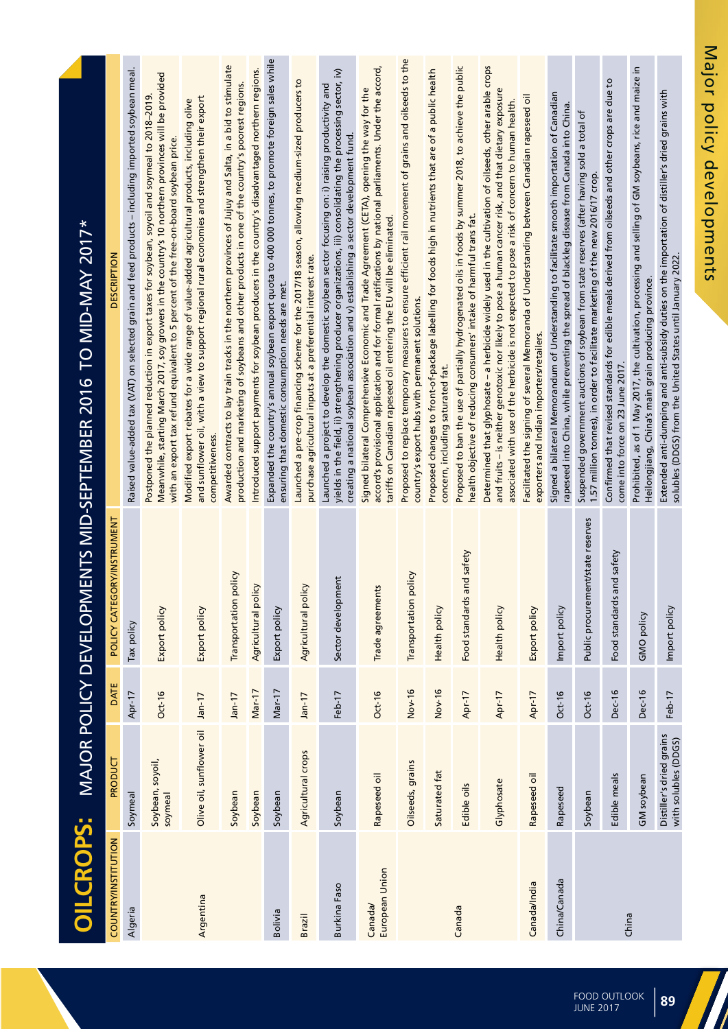# OILCROPS: MAJOR POLICY DEVELOPMENTS MID-SEPTEMBER 2016 TO MID-MAY 2017*

| COUNTRY/INSTITUTION | PRODUCT | DATE | POLICY CATEGORY/INSTRUMENT | DESCRIPTION |
|---|---|---|---|---|
| Algeria | Soymeal | Apr-17 | Tax policy | Raised value-added tax (VAT) on selected grain and feed products – including imported soybean meal. |
| Argentina | Soybean, soyoil, soymeal | Oct-16 | Export policy | Postponed the planned reduction in export taxes for soybean, soyoil and soymeal to 2018–2019. Meanwhile, starting March 2017, soy growers in the country's 10 northern provinces will be provided with an export tax refund equivalent to 5 percent of the free-on-board soybean price. |
| | Olive oil, sunflower oil | Jan-17 | Export policy | Modified export rebates for a wide range of value-added agricultural products, including olive and sunflower oil, with a view to support regional rural economies and strengthen their export competitiveness. |
| | Soybean | Jan-17 | Transportation policy | Awarded contracts to lay train tracks in the northern provinces of Jujuy and Salta, in a bid to stimulate production and marketing of soybeans and other products in one of the country's poorest regions. |
| | Soybean | Mar-17 | Agricultural policy | Introduced support payments for soybean producers in the country's disadvantaged northern regions. |
| Bolivia | Soybean | Mar-17 | Export policy | Expanded the country's annual soybean export quota to 400 000 tonnes, to promote foreign sales while ensuring that domestic consumption needs are met. |
| Brazil | Agricultural crops | Jan-17 | Agricultural policy | Launched a pre-crop financing scheme for the 2017/18 season, allowing medium-sized producers to purchase agricultural inputs at a preferential interest rate. |
| Burkina Faso | Soybean | Feb-17 | Sector development | Launched a project to develop the domestic soybean sector focusing on: i) raising productivity and yields in the field, ii) strengthening producer organizations, iii) consolidating the processing sector, iv) creating a national soybean association and v) establishing a sector development fund. |
| Canada/ European Union | Rapeseed oil | Oct-16 | Trade agreements | Signed bilateral Comprehensive Economic and Trade Agreement (CETA), opening the way for the accord's provisional application and for formal ratifications by national parliaments. Under the accord, tariffs on Canadian rapeseed oil entering the EU will be eliminated. |
| Canada | Oilseeds, grains | Nov-16 | Transportation policy | Proposed to replace temporary measures to ensure efficient rail movement of grains and oilseeds to the country's export hubs with permanent solutions. |
| | Saturated fat | Nov-16 | Health policy | Proposed changes to front-of-package labelling for foods high in nutrients that are of a public health concern, including saturated fat. |
| | Edible oils | Apr-17 | Food standards and safety | Proposed to ban the use of partially hydrogenated oils in foods by summer 2018, to achieve the public health objective of reducing consumers' intake of harmful trans fat. |
| | Glyphosate | Apr-17 | Health policy | Determined that glyphosate – a herbicide widely used in the cultivation of oilseeds, other arable crops and fruits – is neither genotoxic nor likely to pose a human cancer risk, and that dietary exposure associated with use of the herbicide is not expected to pose a risk of concern to human health. |
| Canada/India | Rapeseed oil | Apr-17 | Export policy | Facilitated the signing of several Memoranda of Understanding between Canadian rapeseed oil exporters and Indian importers/retailers. |
| China/Canada | Rapeseed | Oct-16 | Import policy | Signed a bilateral Memorandum of Understanding to facilitate smooth importation of Canadian rapeseed into China, while preventing the spread of blackleg disease from Canada into China. |
| China | Soybean | Oct-16 | Public procurement/state reserves | Suspended government auctions of soybean from state reserves (after having sold a total of 1.57 million tonnes), in order to facilitate marketing of the new 2016/17 crop. |
| | Edible meals | Dec-16 | Food standards and safety | Confirmed that revised standards for edible meals derived from oilseeds and other crops are due to come into force on 23 June 2017. |
| | GM soybean | Dec-16 | GMO policy | Prohibited, as of 1 May 2017, the cultivation, processing and selling of GM soybeans, rice and maize in Heilongjiang, China's main grain producing province. |
| | Distiller's dried grains with solubles (DDGS) | Feb-17 | Import policy | Extended anti-dumping and anti-subsidy duties on the importation of distiller's dried grains with solubles (DDGS) from the United States until January 2022. |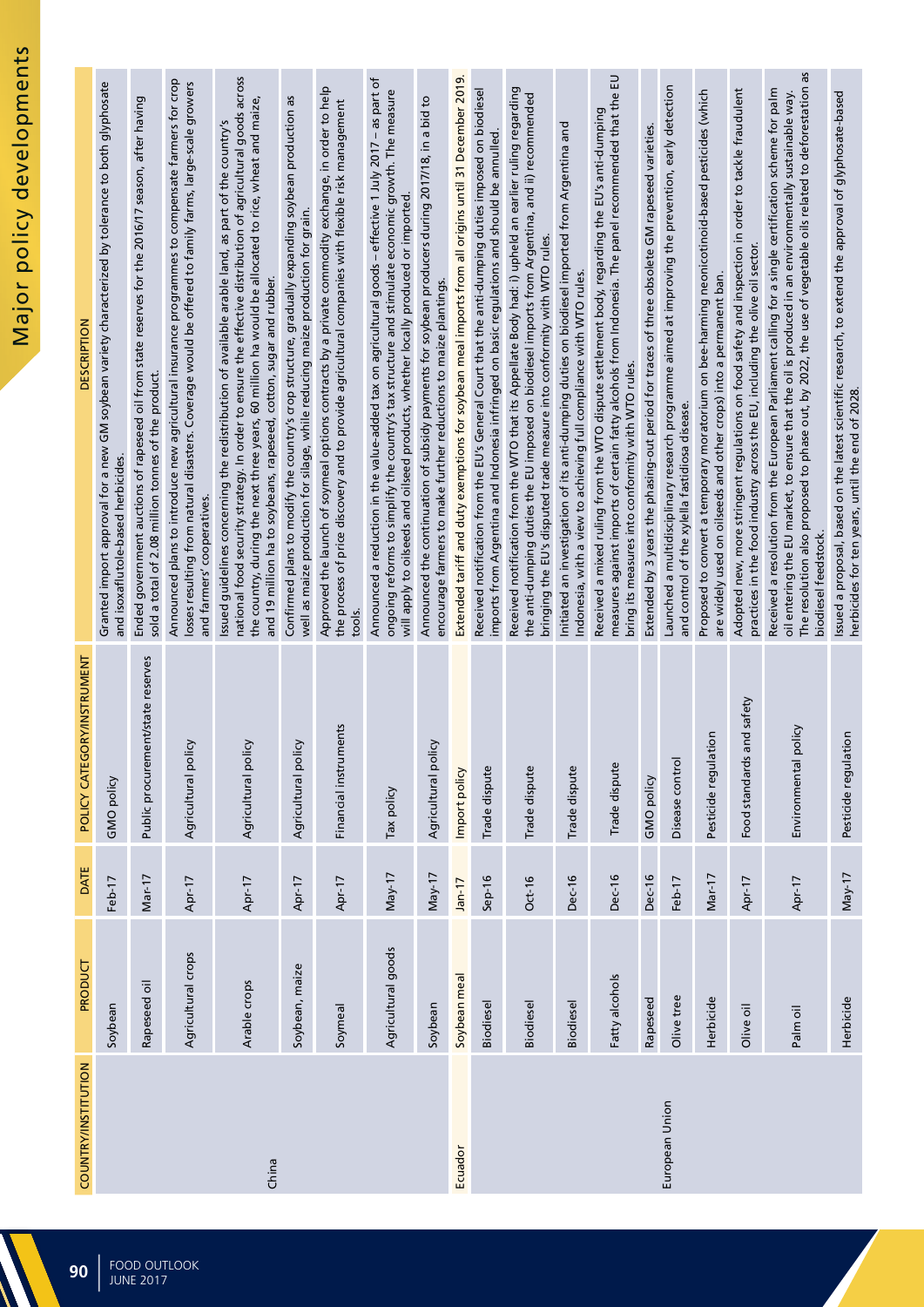# Major policy developments

| COUNTRY/INSTITUTION | PRODUCT | DATE | POLICY CATEGORY/INSTRUMENT | DESCRIPTION |
|---|---|---|---|---|
| China | Soybean | Feb-17 | GMO policy | Granted import approval for a new GM soybean variety characterized by tolerance to both glyphosate and isoxaflutole-based herbicides. |
| | Rapeseed oil | Mar-17 | Public procurement/state reserves | Ended government auctions of rapeseed oil from state reserves for the 2016/17 season, after having sold a total of 2.08 million tonnes of the product. |
| | Agricultural crops | Apr-17 | Agricultural policy | Announced plans to introduce new agricultural insurance programmes to compensate farmers for crop losses resulting from natural disasters. Coverage would be offered to family farms, large-scale growers and farmers' cooperatives. |
| | Arable crops | Apr-17 | Agricultural policy | Issued guidelines concerning the redistribution of available arable land, as part of the country's national food security strategy. In order to ensure the effective distribution of agricultural goods across the country, during the next three years, 60 million ha would be allocated to rice, wheat and maize, and 19 million ha to soybeans, rapeseed, cotton, sugar and rubber. |
| | Soybean, maize | Apr-17 | Agricultural policy | Confirmed plans to modify the country's crop structure, gradually expanding soybean production as well as maize production for silage, while reducing maize production for grain. |
| | Soymeal | Apr-17 | Financial instruments | Approved the launch of soymeal options contracts by a private commodity exchange, in order to help the process of price discovery and to provide agricultural companies with flexible risk management tools. |
| | Agricultural goods | May-17 | Tax policy | Announced a reduction in the value-added tax on agricultural goods – effective 1 July 2017 – as part of ongoing reforms to simplify the country's tax structure and stimulate economic growth. The measure will apply to oilseeds and oilseed products, whether locally produced or imported. |
| | Soybean | May-17 | Agricultural policy | Announced the continuation of subsidy payments for soybean producers during 2017/18, in a bid to encourage farmers to make further reductions to maize plantings. |
| Ecuador | Soybean meal | Jan-17 | Import policy | Extended tariff and duty exemptions for soybean meal imports from all origins until 31 December 2019. |
| European Union | Biodiesel | Sep-16 | Trade dispute | Received notification from the EU's General Court that the anti-dumping duties imposed on biodiesel imports from Argentina and Indonesia infringed on basic regulations and should be annulled. |
| | Biodiesel | Oct-16 | Trade dispute | Received notification from the WTO that its Appellate Body had: i) upheld an earlier ruling regarding the anti-dumping duties the EU imposed on biodiesel imports from Argentina, and ii) recommended bringing the EU's disputed trade measure into conformity with WTO rules. |
| | Biodiesel | Dec-16 | Trade dispute | Initiated an investigation of its anti-dumping duties on biodiesel imported from Argentina and Indonesia, with a view to achieving full compliance with WTO rules. |
| | Fatty alcohols | Dec-16 | Trade dispute | Received a mixed ruling from the WTO dispute settlement body, regarding the EU's anti-dumping measures against imports of certain fatty alcohols from Indonesia. The panel recommended that the EU bring its measures into conformity with WTO rules. |
| | Rapeseed | Dec-16 | GMO policy | Extended by 3 years the phasing-out period for traces of three obsolete GM rapeseed varieties. |
| | Olive tree | Feb-17 | Disease control | Launched a multidisciplinary research programme aimed at improving the prevention, early detection and control of the xylella fastidiosa disease. |
| | Herbicide | Mar-17 | Pesticide regulation | Proposed to convert a temporary moratorium on bee-harming neonicotinoid-based pesticides (which are widely used on oilseeds and other crops) into a permanent ban. |
| | Olive oil | Apr-17 | Food standards and safety | Adopted new, more stringent regulations on food safety and inspection in order to tackle fraudulent practices in the food industry across the EU, including the olive oil sector. |
| | Palm oil | Apr-17 | Environmental policy | Received a resolution from the European Parliament calling for a single certification scheme for palm oil entering the EU market, to ensure that the oil is produced in an environmentally sustainable way. The resolution also proposed to phase out, by 2022, the use of vegetable oils related to deforestation as biodiesel feedstock. |
| | Herbicide | May-17 | Pesticide regulation | Issued a proposal, based on the latest scientific research, to extend the approval of glyphosate-based herbicides for ten years, until the end of 2028. |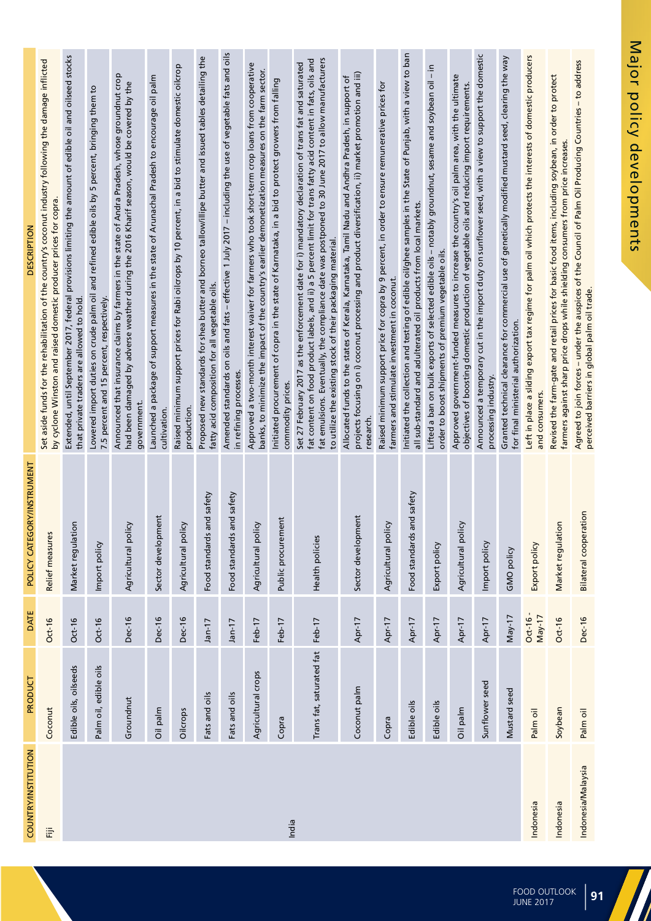# Major policy developments

| COUNTRY/INSTITUTION | PRODUCT | DATE | POLICY CATEGORY/INSTRUMENT | DESCRIPTION |
|---|---|---|---|---|
| Fiji | Coconut | Oct-16 | Relief measures | Set aside funds for the rehabilitation of the country's coconut industry following the damage inflicted by cyclone Winston and raised domestic producer prices for copra. |
| India | Edible oils, oilseeds | Oct-16 | Market regulation | Extended, until September 2017, federal provisions limiting the amount of edible oil and oilseed stocks that private traders are allowed to hold. |
| | Palm oil, edible oils | Oct-16 | Import policy | Lowered import duties on crude palm oil and refined edible oils by 5 percent, bringing them to 7.5 percent and 15 percent, respectively. |
| | Groundnut | Dec-16 | Agricultural policy | Announced that insurance claims by farmers in the state of Andra Pradesh, whose groundnut crop had been damaged by adverse weather during the 2016 Kharif season, would be covered by the government. |
| | Oil palm | Dec-16 | Sector development | Launched a package of support measures in the state of Arunachal Pradesh to encourage oil palm cultivation. |
| | Oilcrops | Dec-16 | Agricultural policy | Raised minimum support prices for Rabi oilcrops by 10 percent, in a bid to stimulate domestic oilcrop production. |
| | Fats and oils | Jan-17 | Food standards and safety | Proposed new standards for shea butter and borneo tallow/illipe butter and issued tables detailing the fatty acid composition for all vegetable oils. |
| | Fats and oils | Jan-17 | Food standards and safety | Amended standards on oils and fats – effective 1 July 2017 – including the use of vegetable fats and oils in refining processes. |
| | Agricultural crops | Feb-17 | Agricultural policy | Approved a two-month interest waiver for farmers who took short-term crop loans from cooperative banks, to minimize the impact of the country's earlier demonetization measures on the farm sector. |
| | Copra | Feb-17 | Public procurement | Initiated procurement of copra in the state of Karnataka, in a bid to protect growers from falling commodity prices. |
| | Trans fat, saturated fat | Feb-17 | Health policies | Set 27 February 2017 as the enforcement date for i) mandatory declaration of trans fat and saturated fat content on food product labels, and ii) a 5 percent limit for trans fatty acid content in fats, oils and fat emulsions. Eventually, the compliance date was postponed to 30 June 2017 to allow manufacturers to utilize the existing stock of their packaging material. |
| | Coconut palm | Apr-17 | Sector development | Allocated funds to the states of Kerala, Karnataka, Tamil Nadu and Andhra Pradesh, in support of projects focusing on i) coconut processing and product diversification, ii) market promotion and iii) research. |
| | Copra | Apr-17 | Agricultural policy | Raised minimum support price for copra by 9 percent, in order to ensure remunerative prices for farmers and stimulate investment in coconut. |
| | Edible oils | Apr-17 | Food standards and safety | Initiated the collection and testing of edible oil/ghee samples in the State of Punjab, with a view to ban all sub-standard and adulterated oil products from local markets. |
| | Edible oils | Apr-17 | Export policy | Lifted a ban on bulk exports of selected edible oils – notably groundnut, sesame and soybean oil – in order to boost shipments of premium vegetable oils. |
| | Oil palm | Apr-17 | Agricultural policy | Approved government-funded measures to increase the country's oil palm area, with the ultimate objectives of boosting domestic production of vegetable oils and reducing import requirements. |
| | Sunflower seed | Apr-17 | Import policy | Announced a temporary cut in the import duty on sunflower seed, with a view to support the domestic processing industry. |
| | Mustard seed | May-17 | GMO policy | Granted technical clearance for commercial use of genetically modified mustard seed, clearing the way for final ministerial authorization. |
| Indonesia | Palm oil | Oct-16 - May-17 | Export policy | Left in place a sliding export tax regime for palm oil which protects the interests of domestic producers and consumers. |
| Indonesia | Soybean | Oct-16 | Market regulation | Revised the farm-gate and retail prices for basic food items, including soybean, in order to protect farmers against sharp price drops while shielding consumers from price increases. |
| Indonesia/Malaysia | Palm oil | Dec-16 | Bilateral cooperation | Agreed to join forces – under the auspices of the Council of Palm Oil Producing Countries – to address perceived barriers in global palm oil trade. |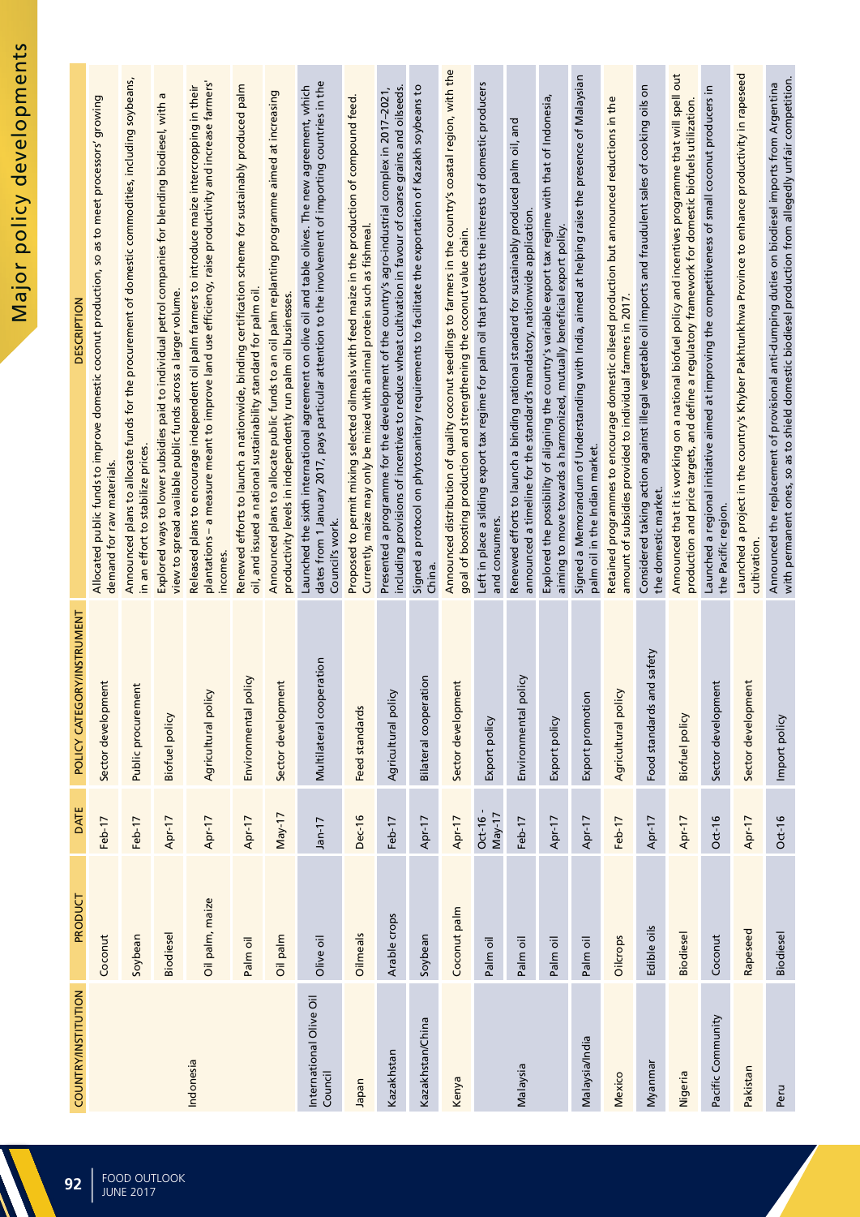# Major policy developments

| COUNTRY/INSTITUTION | PRODUCT | DATE | POLICY CATEGORY/INSTRUMENT | DESCRIPTION |
|---|---|---|---|---|
| Indonesia | Coconut | Feb-17 | Sector development | Allocated public funds to improve domestic coconut production, so as to meet processors' growing demand for raw materials. |
| | Soybean | Feb-17 | Public procurement | Announced plans to allocate funds for the procurement of domestic commodities, including soybeans, in an effort to stabilize prices. |
| | Biodiesel | Apr-17 | Biofuel policy | Explored ways to lower subsidies paid to individual petrol companies for blending biodiesel, with a view to spread available public funds across a larger volume. |
| | Oil palm, maize | Apr-17 | Agricultural policy | Released plans to encourage independent oil palm farmers to introduce maize intercropping in their plantations – a measure meant to improve land use efficiency, raise productivity and increase farmers' incomes. |
| | Palm oil | Apr-17 | Environmental policy | Renewed efforts to launch a nationwide, binding certification scheme for sustainably produced palm oil, and issued a national sustainability standard for palm oil. |
| | Oil palm | May-17 | Sector development | Announced plans to allocate public funds to an oil palm replanting programme aimed at increasing productivity levels in independently run palm oil businesses. |
| International Olive Oil Council | Olive oil | Jan-17 | Multilateral cooperation | Launched the sixth international agreement on olive oil and table olives. The new agreement, which dates from 1 January 2017, pays particular attention to the involvement of importing countries in the Council's work. |
| Japan | Oilmeals | Dec-16 | Feed standards | Proposed to permit mixing selected oilmeals with feed maize in the production of compound feed. Currently, maize may only be mixed with animal protein such as fishmeal. |
| Kazakhstan | Arable crops | Feb-17 | Agricultural policy | Presented a programme for the development of the country's agro-industrial complex in 2017-2021, including provisions of incentives to reduce wheat cultivation in favour of coarse grains and oilseeds. |
| Kazakhstan/China | Soybean | Apr-17 | Bilateral cooperation | Signed a protocol on phytosanitary requirements to facilitate the exportation of Kazakh soybeans to China. |
| Kenya | Coconut palm | Apr-17 | Sector development | Announced distribution of quality coconut seedlings to farmers in the country's coastal region, with the goal of boosting production and strengthening the coconut value chain. |
| Malaysia | Palm oil | Oct-16 - May-17 | Export policy | Left in place a sliding export tax regime for palm oil that protects the interests of domestic producers and consumers. |
| | Palm oil | Feb-17 | Environmental policy | Renewed efforts to launch a binding national standard for sustainably produced palm oil, and announced a timeline for the standard's mandatory, nationwide application. |
| | Palm oil | Apr-17 | Export policy | Explored the possibility of aligning the country's variable export tax regime with that of Indonesia, aiming to move towards a harmonized, mutually beneficial export policy. |
| Malaysia/India | Palm oil | Apr-17 | Export promotion | Signed a Memorandum of Understanding with India, aimed at helping raise the presence of Malaysian palm oil in the Indian market. |
| Mexico | Oilcrops | Feb-17 | Agricultural policy | Retained programmes to encourage domestic oilseed production but announced reductions in the amount of subsidies provided to individual farmers in 2017. |
| Myanmar | Edible oils | Apr-17 | Food standards and safety | Considered taking action against illegal vegetable oil imports and fraudulent sales of cooking oils on the domestic market. |
| Nigeria | Biodiesel | Apr-17 | Biofuel policy | Announced that it is working on a national biofuel policy and incentives programme that will spell out production and price targets, and define a regulatory framework for domestic biofuels utilization. |
| Pacific Community | Coconut | Oct-16 | Sector development | Launched a regional initiative aimed at improving the competitiveness of small coconut producers in the Pacific region. |
| Pakistan | Rapeseed | Apr-17 | Sector development | Launched a project in the country's Khyber Pakhtunkhwa Province to enhance productivity in rapeseed cultivation. |
| Peru | Biodiesel | Oct-16 | Import policy | Announced the replacement of provisional anti-dumping duties on biodiesel imports from Argentina with permanent ones, so as to shield domestic biodiesel production from allegedly unfair competition. |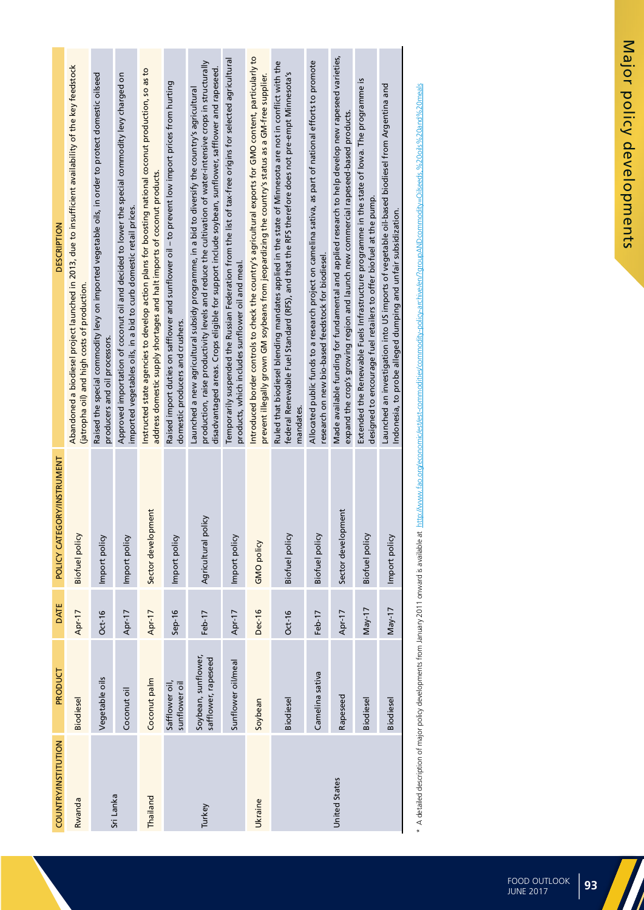| COUNTRY/INSTITUTION | PRODUCT | DATE | POLICY CATEGORY/INSTRUMENT | DESCRIPTION |
|---|---|---|---|---|
| Rwanda | Biodiesel | Apr-17 | Biofuel policy | Abandoned a biodiesel project launched in 2013, due to insufficient availability of the key feedstock (jatropha oil) and high costs of production. |
| Sri Lanka | Vegetable oils | Oct-16 | Import policy | Raised the special commodity levy on imported vegetable oils, in order to protect domestic oilseed producers and oil processors. |
| | Coconut oil | Apr-17 | Import policy | Approved importation of coconut oil and decided to lower the special commodity levy charged on imported vegetables oils, in a bid to curb domestic retail prices. |
| Thailand | Coconut palm | Apr-17 | Sector development | Instructed state agencies to develop action plans for boosting national coconut production, so as to address domestic supply shortages and halt imports of coconut products. |
| Turkey | Safflower oil, sunflower oil | Sep-16 | Import policy | Raised import duties on safflower and sunflower oil – to prevent low import prices from hurting domestic producers and crushers. |
| | Soybean, sunflower, safflower, rapeseed | Feb-17 | Agricultural policy | Launched a new agricultural subsidy programme, in a bid to diversify the country's agricultural production, raise productivity levels and reduce the cultivation of water-intensive crops in structurally disadvantaged areas. Crops eligible for support include soybean, sunflower, safflower and rapeseed. |
| | Sunflower oil/meal | Apr-17 | Import policy | Temporarily suspended the Russian Federation from the list of tax-free origins for selected agricultural products, which includes sunflower oil and meal. |
| Ukraine | Soybean | Dec-16 | GMO policy | Introduced border controls to check the country's agricultural exports for GMO content, particularly to prevent illegally grown GM soybeans from jeopardizing the country's status as a GM-free supplier. |
| United States | Biodiesel | Oct-16 | Biofuel policy | Ruled that biodiesel blending mandates applied in the state of Minnesota are not in conflict with the federal Renewable Fuel Standard (RFS), and that the RFS therefore does not pre-empt Minnesota's mandates. |
| | Camelina sativa | Feb-17 | Biofuel policy | Allocated public funds to a research project on camelina sativa, as part of national efforts to promote research on new bio-based feedstock for biodiesel. |
| | Rapeseed | Apr-17 | Sector development | Made available funding for fundamental and applied research to help develop new rapeseed varieties, expand the crop's growing region and launch new commercial rapeseed-based products. |
| | Biodiesel | May-17 | Biofuel policy | Extended the Renewable Fuels Infrastructure programme in the state of Iowa. The programme is designed to encourage fuel retailers to offer biofuel at the pump. |
| | Biodiesel | May-17 | Import policy | Launched an investigation into US imports of vegetable oil-based biodiesel from Argentina and Indonesia, to probe alleged dumping and unfair subsidization. |

* A detailed description of major policy developments from January 2011 onward is available at http://www.fao.org/economic/est/est-commodities/commodity-policy-archive/en/?groupANDcommodity=Oilseeds,%20oils%20and%20meals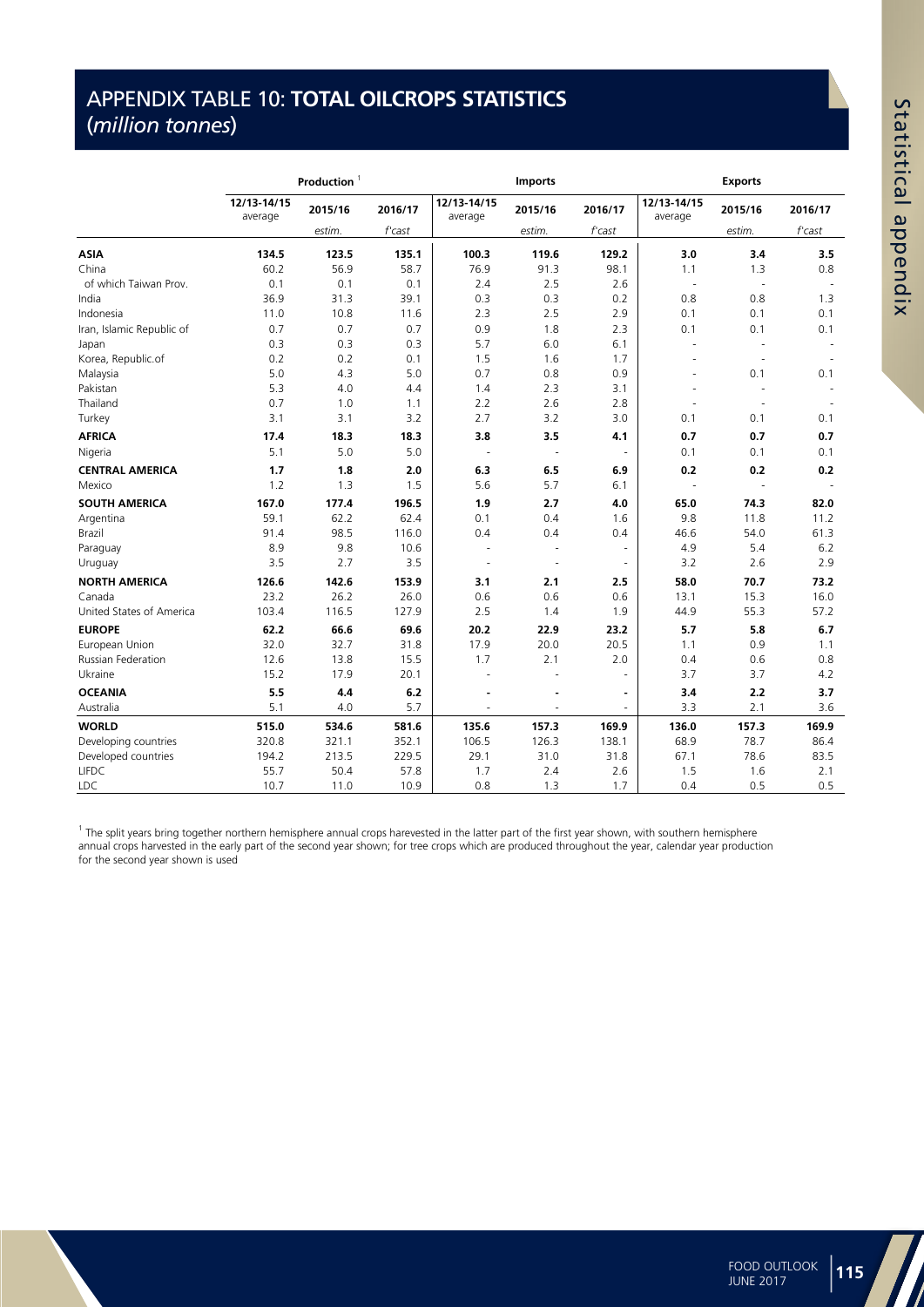## APPENDIX TABLE 10: TOTAL OILCROPS STATISTICS (*million tonnes*)

| | Production [1] | | | Imports | | | Exports | | |
|---|---|---|---|---|---|---|---|---|---|
| | 12/13-14/15 average | 2015/16 *estim.* | 2016/17 *f'cast* | 12/13-14/15 average | 2015/16 *estim.* | 2016/17 *f'cast* | 12/13-14/15 average | 2015/16 *estim.* | 2016/17 *f'cast* |
| **ASIA** | **134.5** | **123.5** | **135.1** | **100.3** | **119.6** | **129.2** | **3.0** | **3.4** | **3.5** |
| China | 60.2 | 56.9 | 58.7 | 76.9 | 91.3 | 98.1 | 1.1 | 1.3 | 0.8 |
| of which Taiwan Prov. | 0.1 | 0.1 | 0.1 | 2.4 | 2.5 | 2.6 | - | - | - |
| India | 36.9 | 31.3 | 39.1 | 0.3 | 0.3 | 0.2 | 0.8 | 0.8 | 1.3 |
| Indonesia | 11.0 | 10.8 | 11.6 | 2.3 | 2.5 | 2.9 | 0.1 | 0.1 | 0.1 |
| Iran, Islamic Republic of | 0.7 | 0.7 | 0.7 | 0.9 | 1.8 | 2.3 | 0.1 | 0.1 | 0.1 |
| Japan | 0.3 | 0.3 | 0.3 | 5.7 | 6.0 | 6.1 | - | - | - |
| Korea, Republic.of | 0.2 | 0.2 | 0.1 | 1.5 | 1.6 | 1.7 | - | - | - |
| Malaysia | 5.0 | 4.3 | 5.0 | 0.7 | 0.8 | 0.9 | - | 0.1 | 0.1 |
| Pakistan | 5.3 | 4.0 | 4.4 | 1.4 | 2.3 | 3.1 | - | - | - |
| Thailand | 0.7 | 1.0 | 1.1 | 2.2 | 2.6 | 2.8 | - | - | - |
| Turkey | 3.1 | 3.1 | 3.2 | 2.7 | 3.2 | 3.0 | 0.1 | 0.1 | 0.1 |
| **AFRICA** | **17.4** | **18.3** | **18.3** | **3.8** | **3.5** | **4.1** | **0.7** | **0.7** | **0.7** |
| Nigeria | 5.1 | 5.0 | 5.0 | - | - | - | 0.1 | 0.1 | 0.1 |
| **CENTRAL AMERICA** | **1.7** | **1.8** | **2.0** | **6.3** | **6.5** | **6.9** | **0.2** | **0.2** | **0.2** |
| Mexico | 1.2 | 1.3 | 1.5 | 5.6 | 5.7 | 6.1 | - | - | - |
| **SOUTH AMERICA** | **167.0** | **177.4** | **196.5** | **1.9** | **2.7** | **4.0** | **65.0** | **74.3** | **82.0** |
| Argentina | 59.1 | 62.2 | 62.4 | 0.1 | 0.4 | 1.6 | 9.8 | 11.8 | 11.2 |
| Brazil | 91.4 | 98.5 | 116.0 | 0.4 | 0.4 | 0.4 | 46.6 | 54.0 | 61.3 |
| Paraguay | 8.9 | 9.8 | 10.6 | - | - | - | 4.9 | 5.4 | 6.2 |
| Uruguay | 3.5 | 2.7 | 3.5 | - | - | - | 3.2 | 2.6 | 2.9 |
| **NORTH AMERICA** | **126.6** | **142.6** | **153.9** | **3.1** | **2.1** | **2.5** | **58.0** | **70.7** | **73.2** |
| Canada | 23.2 | 26.2 | 26.0 | 0.6 | 0.6 | 0.6 | 13.1 | 15.3 | 16.0 |
| United States of America | 103.4 | 116.5 | 127.9 | 2.5 | 1.4 | 1.9 | 44.9 | 55.3 | 57.2 |
| **EUROPE** | **62.2** | **66.6** | **69.6** | **20.2** | **22.9** | **23.2** | **5.7** | **5.8** | **6.7** |
| European Union | 32.0 | 32.7 | 31.8 | 17.9 | 20.0 | 20.5 | 1.1 | 0.9 | 1.1 |
| Russian Federation | 12.6 | 13.8 | 15.5 | 1.7 | 2.1 | 2.0 | 0.4 | 0.6 | 0.8 |
| Ukraine | 15.2 | 17.9 | 20.1 | - | - | - | 3.7 | 3.7 | 4.2 |
| **OCEANIA** | **5.5** | **4.4** | **6.2** | **-** | **-** | **-** | **3.4** | **2.2** | **3.7** |
| Australia | 5.1 | 4.0 | 5.7 | - | - | - | 3.3 | 2.1 | 3.6 |
| **WORLD** | **515.0** | **534.6** | **581.6** | **135.6** | **157.3** | **169.9** | **136.0** | **157.3** | **169.9** |
| Developing countries | 320.8 | 321.1 | 352.1 | 106.5 | 126.3 | 138.1 | 68.9 | 78.7 | 86.4 |
| Developed countries | 194.2 | 213.5 | 229.5 | 29.1 | 31.0 | 31.8 | 67.1 | 78.6 | 83.5 |
| LIFDC | 55.7 | 50.4 | 57.8 | 1.7 | 2.4 | 2.6 | 1.5 | 1.6 | 2.1 |
| LDC | 10.7 | 11.0 | 10.9 | 0.8 | 1.3 | 1.7 | 0.4 | 0.5 | 0.5 |

[1] The split years bring together northern hemisphere annual crops harevested in the latter part of the first year shown, with southern hemisphere annual crops harvested in the early part of the second year shown; for tree crops which are produced throughout the year, calendar year production for the second year shown is used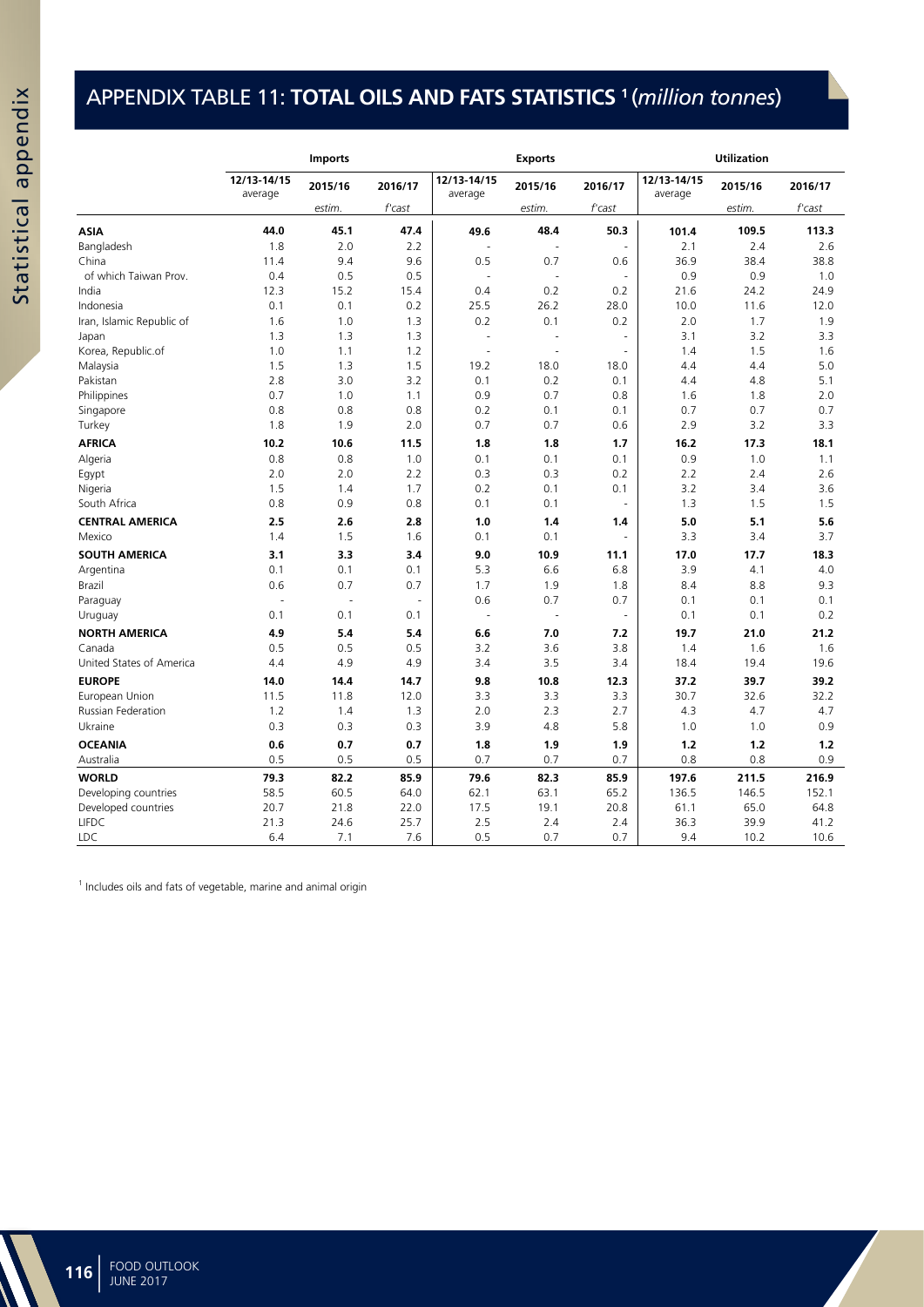# APPENDIX TABLE 11: TOTAL OILS AND FATS STATISTICS [1] (*million tonnes*)

| | Imports | | | Exports | | | Utilization | | |
|---|---|---|---|---|---|---|---|---|---|
| | 12/13-14/15 average | 2015/16 *estim.* | 2016/17 *f'cast* | 12/13-14/15 average | 2015/16 *estim.* | 2016/17 *f'cast* | 12/13-14/15 average | 2015/16 *estim.* | 2016/17 *f'cast* |
| **ASIA** | **44.0** | **45.1** | **47.4** | **49.6** | **48.4** | **50.3** | **101.4** | **109.5** | **113.3** |
| Bangladesh | 1.8 | 2.0 | 2.2 | - | - | - | 2.1 | 2.4 | 2.6 |
| China | 11.4 | 9.4 | 9.6 | 0.5 | 0.7 | 0.6 | 36.9 | 38.4 | 38.8 |
| of which Taiwan Prov. | 0.4 | 0.5 | 0.5 | - | - | - | 0.9 | 0.9 | 1.0 |
| India | 12.3 | 15.2 | 15.4 | 0.4 | 0.2 | 0.2 | 21.6 | 24.2 | 24.9 |
| Indonesia | 0.1 | 0.1 | 0.2 | 25.5 | 26.2 | 28.0 | 10.0 | 11.6 | 12.0 |
| Iran, Islamic Republic of | 1.6 | 1.0 | 1.3 | 0.2 | 0.1 | 0.2 | 2.0 | 1.7 | 1.9 |
| Japan | 1.3 | 1.3 | 1.3 | - | - | - | 3.1 | 3.2 | 3.3 |
| Korea, Republic.of | 1.0 | 1.1 | 1.2 | - | - | - | 1.4 | 1.5 | 1.6 |
| Malaysia | 1.5 | 1.3 | 1.5 | 19.2 | 18.0 | 18.0 | 4.4 | 4.4 | 5.0 |
| Pakistan | 2.8 | 3.0 | 3.2 | 0.1 | 0.2 | 0.1 | 4.4 | 4.8 | 5.1 |
| Philippines | 0.7 | 1.0 | 1.1 | 0.9 | 0.7 | 0.8 | 1.6 | 1.8 | 2.0 |
| Singapore | 0.8 | 0.8 | 0.8 | 0.2 | 0.1 | 0.1 | 0.7 | 0.7 | 0.7 |
| Turkey | 1.8 | 1.9 | 2.0 | 0.7 | 0.7 | 0.6 | 2.9 | 3.2 | 3.3 |
| **AFRICA** | **10.2** | **10.6** | **11.5** | **1.8** | **1.8** | **1.7** | **16.2** | **17.3** | **18.1** |
| Algeria | 0.8 | 0.8 | 1.0 | 0.1 | 0.1 | 0.1 | 0.9 | 1.0 | 1.1 |
| Egypt | 2.0 | 2.0 | 2.2 | 0.3 | 0.3 | 0.2 | 2.2 | 2.4 | 2.6 |
| Nigeria | 1.5 | 1.4 | 1.7 | 0.2 | 0.1 | 0.1 | 3.2 | 3.4 | 3.6 |
| South Africa | 0.8 | 0.9 | 0.8 | 0.1 | 0.1 | - | 1.3 | 1.5 | 1.5 |
| **CENTRAL AMERICA** | **2.5** | **2.6** | **2.8** | **1.0** | **1.4** | **1.4** | **5.0** | **5.1** | **5.6** |
| Mexico | 1.4 | 1.5 | 1.6 | 0.1 | 0.1 | - | 3.3 | 3.4 | 3.7 |
| **SOUTH AMERICA** | **3.1** | **3.3** | **3.4** | **9.0** | **10.9** | **11.1** | **17.0** | **17.7** | **18.3** |
| Argentina | 0.1 | 0.1 | 0.1 | 5.3 | 6.6 | 6.8 | 3.9 | 4.1 | 4.0 |
| Brazil | 0.6 | 0.7 | 0.7 | 1.7 | 1.9 | 1.8 | 8.4 | 8.8 | 9.3 |
| Paraguay | - | - | - | 0.6 | 0.7 | 0.7 | 0.1 | 0.1 | 0.1 |
| Uruguay | 0.1 | 0.1 | 0.1 | - | - | - | 0.1 | 0.1 | 0.2 |
| **NORTH AMERICA** | **4.9** | **5.4** | **5.4** | **6.6** | **7.0** | **7.2** | **19.7** | **21.0** | **21.2** |
| Canada | 0.5 | 0.5 | 0.5 | 3.2 | 3.6 | 3.8 | 1.4 | 1.6 | 1.6 |
| United States of America | 4.4 | 4.9 | 4.9 | 3.4 | 3.5 | 3.4 | 18.4 | 19.4 | 19.6 |
| **EUROPE** | **14.0** | **14.4** | **14.7** | **9.8** | **10.8** | **12.3** | **37.2** | **39.7** | **39.2** |
| European Union | 11.5 | 11.8 | 12.0 | 3.3 | 3.3 | 3.3 | 30.7 | 32.6 | 32.2 |
| Russian Federation | 1.2 | 1.4 | 1.3 | 2.0 | 2.3 | 2.7 | 4.3 | 4.7 | 4.7 |
| Ukraine | 0.3 | 0.3 | 0.3 | 3.9 | 4.8 | 5.8 | 1.0 | 1.0 | 0.9 |
| **OCEANIA** | **0.6** | **0.7** | **0.7** | **1.8** | **1.9** | **1.9** | **1.2** | **1.2** | **1.2** |
| Australia | 0.5 | 0.5 | 0.5 | 0.7 | 0.7 | 0.7 | 0.8 | 0.8 | 0.9 |
| **WORLD** | **79.3** | **82.2** | **85.9** | **79.6** | **82.3** | **85.9** | **197.6** | **211.5** | **216.9** |
| Developing countries | 58.5 | 60.5 | 64.0 | 62.1 | 63.1 | 65.2 | 136.5 | 146.5 | 152.1 |
| Developed countries | 20.7 | 21.8 | 22.0 | 17.5 | 19.1 | 20.8 | 61.1 | 65.0 | 64.8 |
| LIFDC | 21.3 | 24.6 | 25.7 | 2.5 | 2.4 | 2.4 | 36.3 | 39.9 | 41.2 |
| LDC | 6.4 | 7.1 | 7.6 | 0.5 | 0.7 | 0.7 | 9.4 | 10.2 | 10.6 |

[1] Includes oils and fats of vegetable, marine and animal origin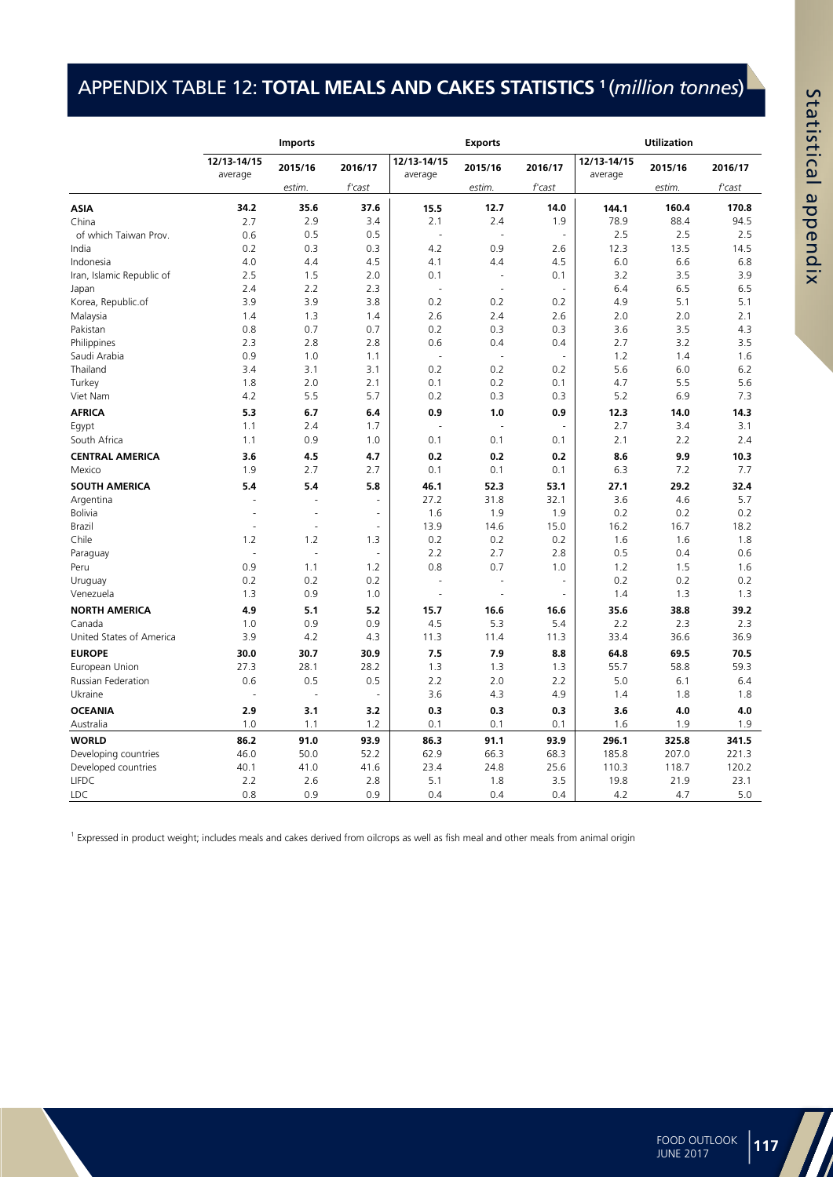# APPENDIX TABLE 12: **TOTAL MEALS AND CAKES STATISTICS** [1] (*million tonnes*)

| | Imports | | | Exports | | | Utilization | | |
|---|---|---|---|---|---|---|---|---|---|
| | 12/13-14/15 average | 2015/16 estim. | 2016/17 f'cast | 12/13-14/15 average | 2015/16 estim. | 2016/17 f'cast | 12/13-14/15 average | 2015/16 estim. | 2016/17 f'cast |
| **ASIA** | **34.2** | **35.6** | **37.6** | **15.5** | **12.7** | **14.0** | **144.1** | **160.4** | **170.8** |
| China | 2.7 | 2.9 | 3.4 | 2.1 | 2.4 | 1.9 | 78.9 | 88.4 | 94.5 |
| of which Taiwan Prov. | 0.6 | 0.5 | 0.5 | - | - | - | 2.5 | 2.5 | 2.5 |
| India | 0.2 | 0.3 | 0.3 | 4.2 | 0.9 | 2.6 | 12.3 | 13.5 | 14.5 |
| Indonesia | 4.0 | 4.4 | 4.5 | 4.1 | 4.4 | 4.5 | 6.0 | 6.6 | 6.8 |
| Iran, Islamic Republic of | 2.5 | 1.5 | 2.0 | 0.1 | - | 0.1 | 3.2 | 3.5 | 3.9 |
| Japan | 2.4 | 2.2 | 2.3 | - | - | - | 6.4 | 6.5 | 6.5 |
| Korea, Republic.of | 3.9 | 3.9 | 3.8 | 0.2 | 0.2 | 0.2 | 4.9 | 5.1 | 5.1 |
| Malaysia | 1.4 | 1.3 | 1.4 | 2.6 | 2.4 | 2.6 | 2.0 | 2.0 | 2.1 |
| Pakistan | 0.8 | 0.7 | 0.7 | 0.2 | 0.3 | 0.3 | 3.6 | 3.5 | 4.3 |
| Philippines | 2.3 | 2.8 | 2.8 | 0.6 | 0.4 | 0.4 | 2.7 | 3.2 | 3.5 |
| Saudi Arabia | 0.9 | 1.0 | 1.1 | - | - | - | 1.2 | 1.4 | 1.6 |
| Thailand | 3.4 | 3.1 | 3.1 | 0.2 | 0.2 | 0.2 | 5.6 | 6.0 | 6.2 |
| Turkey | 1.8 | 2.0 | 2.1 | 0.1 | 0.2 | 0.1 | 4.7 | 5.5 | 5.6 |
| Viet Nam | 4.2 | 5.5 | 5.7 | 0.2 | 0.3 | 0.3 | 5.2 | 6.9 | 7.3 |
| **AFRICA** | **5.3** | **6.7** | **6.4** | **0.9** | **1.0** | **0.9** | **12.3** | **14.0** | **14.3** |
| Egypt | 1.1 | 2.4 | 1.7 | - | - | - | 2.7 | 3.4 | 3.1 |
| South Africa | 1.1 | 0.9 | 1.0 | 0.1 | 0.1 | 0.1 | 2.1 | 2.2 | 2.4 |
| **CENTRAL AMERICA** | **3.6** | **4.5** | **4.7** | **0.2** | **0.2** | **0.2** | **8.6** | **9.9** | **10.3** |
| Mexico | 1.9 | 2.7 | 2.7 | 0.1 | 0.1 | 0.1 | 6.3 | 7.2 | 7.7 |
| **SOUTH AMERICA** | **5.4** | **5.4** | **5.8** | **46.1** | **52.3** | **53.1** | **27.1** | **29.2** | **32.4** |
| Argentina | - | - | - | 27.2 | 31.8 | 32.1 | 3.6 | 4.6 | 5.7 |
| Bolivia | - | - | - | 1.6 | 1.9 | 1.9 | 0.2 | 0.2 | 0.2 |
| Brazil | - | - | - | 13.9 | 14.6 | 15.0 | 16.2 | 16.7 | 18.2 |
| Chile | 1.2 | 1.2 | 1.3 | 0.2 | 0.2 | 0.2 | 1.6 | 1.6 | 1.8 |
| Paraguay | - | - | - | 2.2 | 2.7 | 2.8 | 0.5 | 0.4 | 0.6 |
| Peru | 0.9 | 1.1 | 1.2 | 0.8 | 0.7 | 1.0 | 1.2 | 1.5 | 1.6 |
| Uruguay | 0.2 | 0.2 | 0.2 | - | - | - | 0.2 | 0.2 | 0.2 |
| Venezuela | 1.3 | 0.9 | 1.0 | - | - | - | 1.4 | 1.3 | 1.3 |
| **NORTH AMERICA** | **4.9** | **5.1** | **5.2** | **15.7** | **16.6** | **16.6** | **35.6** | **38.8** | **39.2** |
| Canada | 1.0 | 0.9 | 0.9 | 4.5 | 5.3 | 5.4 | 2.2 | 2.3 | 2.3 |
| United States of America | 3.9 | 4.2 | 4.3 | 11.3 | 11.4 | 11.3 | 33.4 | 36.6 | 36.9 |
| **EUROPE** | **30.0** | **30.7** | **30.9** | **7.5** | **7.9** | **8.8** | **64.8** | **69.5** | **70.5** |
| European Union | 27.3 | 28.1 | 28.2 | 1.3 | 1.3 | 1.3 | 55.7 | 58.8 | 59.3 |
| Russian Federation | 0.6 | 0.5 | 0.5 | 2.2 | 2.0 | 2.2 | 5.0 | 6.1 | 6.4 |
| Ukraine | - | - | - | 3.6 | 4.3 | 4.9 | 1.4 | 1.8 | 1.8 |
| **OCEANIA** | **2.9** | **3.1** | **3.2** | **0.3** | **0.3** | **0.3** | **3.6** | **4.0** | **4.0** |
| Australia | 1.0 | 1.1 | 1.2 | 0.1 | 0.1 | 0.1 | 1.6 | 1.9 | 1.9 |
| **WORLD** | **86.2** | **91.0** | **93.9** | **86.3** | **91.1** | **93.9** | **296.1** | **325.8** | **341.5** |
| Developing countries | 46.0 | 50.0 | 52.2 | 62.9 | 66.3 | 68.3 | 185.8 | 207.0 | 221.3 |
| Developed countries | 40.1 | 41.0 | 41.6 | 23.4 | 24.8 | 25.6 | 110.3 | 118.7 | 120.2 |
| LIFDC | 2.2 | 2.6 | 2.8 | 5.1 | 1.8 | 3.5 | 19.8 | 21.9 | 23.1 |
| LDC | 0.8 | 0.9 | 0.9 | 0.4 | 0.4 | 0.4 | 4.2 | 4.7 | 5.0 |

[1] Expressed in product weight; includes meals and cakes derived from oilcrops as well as fish meal and other meals from animal origin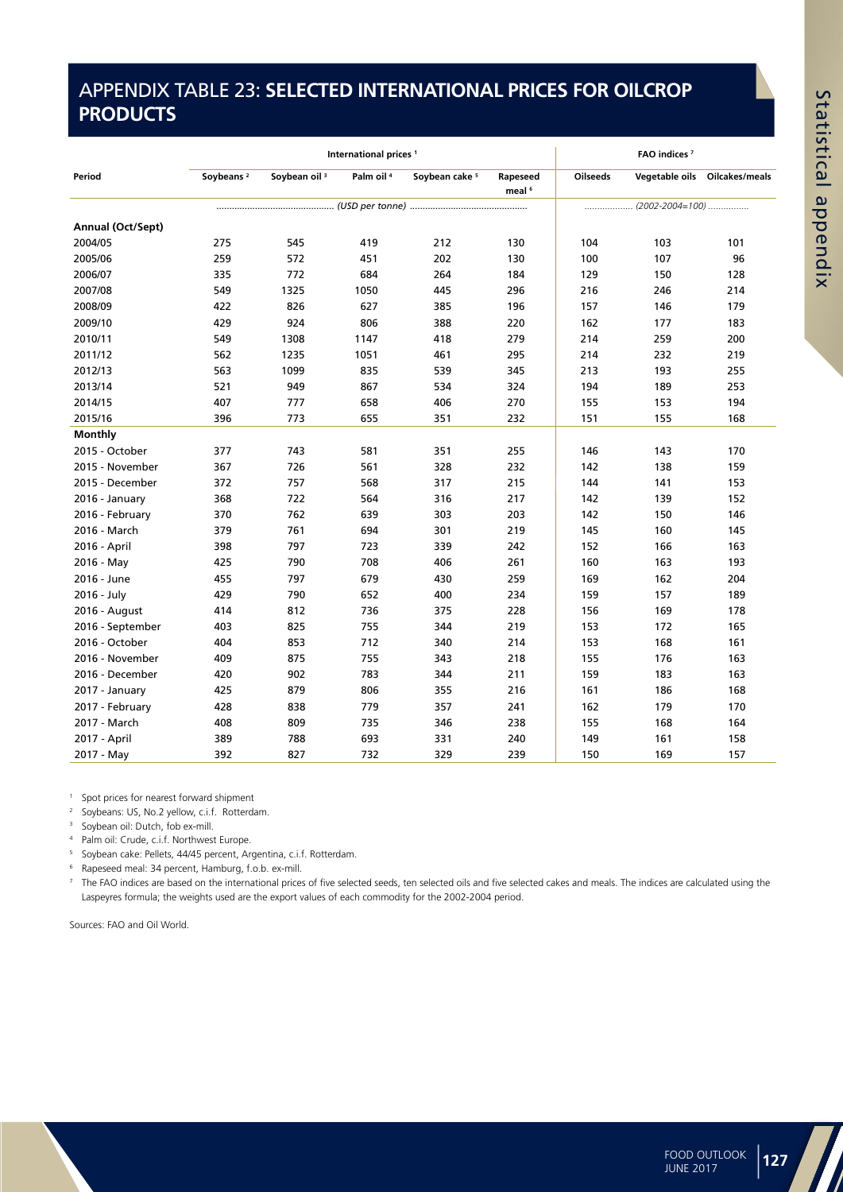# APPENDIX TABLE 23: **SELECTED INTERNATIONAL PRICES FOR OILCROP PRODUCTS**

| Period | International prices [1] | | | | | FAO indices [7] | | |
|---|---|---|---|---|---|---|---|---|
| | Soybeans [2] | Soybean oil [3] | Palm oil [4] | Soybean cake [5] | Rapeseed meal [6] | Oilseeds | Vegetable oils | Oilcakes/meals |
| | *(USD per tonne)* | | | | | *(2002-2004=100)* | | |
| **Annual (Oct/Sept)** | | | | | | | | |
| 2004/05 | 275 | 545 | 419 | 212 | 130 | 104 | 103 | 101 |
| 2005/06 | 259 | 572 | 451 | 202 | 130 | 100 | 107 | 96 |
| 2006/07 | 335 | 772 | 684 | 264 | 184 | 129 | 150 | 128 |
| 2007/08 | 549 | 1325 | 1050 | 445 | 296 | 216 | 246 | 214 |
| 2008/09 | 422 | 826 | 627 | 385 | 196 | 157 | 146 | 179 |
| 2009/10 | 429 | 924 | 806 | 388 | 220 | 162 | 177 | 183 |
| 2010/11 | 549 | 1308 | 1147 | 418 | 279 | 214 | 259 | 200 |
| 2011/12 | 562 | 1235 | 1051 | 461 | 295 | 214 | 232 | 219 |
| 2012/13 | 563 | 1099 | 835 | 539 | 345 | 213 | 193 | 255 |
| 2013/14 | 521 | 949 | 867 | 534 | 324 | 194 | 189 | 253 |
| 2014/15 | 407 | 777 | 658 | 406 | 270 | 155 | 153 | 194 |
| 2015/16 | 396 | 773 | 655 | 351 | 232 | 151 | 155 | 168 |
| **Monthly** | | | | | | | | |
| 2015 - October | 377 | 743 | 581 | 351 | 255 | 146 | 143 | 170 |
| 2015 - November | 367 | 726 | 561 | 328 | 232 | 142 | 138 | 159 |
| 2015 - December | 372 | 757 | 568 | 317 | 215 | 144 | 141 | 153 |
| 2016 - January | 368 | 722 | 564 | 316 | 217 | 142 | 139 | 152 |
| 2016 - February | 370 | 762 | 639 | 303 | 203 | 142 | 150 | 146 |
| 2016 - March | 379 | 761 | 694 | 301 | 219 | 145 | 160 | 145 |
| 2016 - April | 398 | 797 | 723 | 339 | 242 | 152 | 166 | 163 |
| 2016 - May | 425 | 790 | 708 | 406 | 261 | 160 | 163 | 193 |
| 2016 - June | 455 | 797 | 679 | 430 | 259 | 169 | 162 | 204 |
| 2016 - July | 429 | 790 | 652 | 400 | 234 | 159 | 157 | 189 |
| 2016 - August | 414 | 812 | 736 | 375 | 228 | 156 | 169 | 178 |
| 2016 - September | 403 | 825 | 755 | 344 | 219 | 153 | 172 | 165 |
| 2016 - October | 404 | 853 | 712 | 340 | 214 | 153 | 168 | 161 |
| 2016 - November | 409 | 875 | 755 | 343 | 218 | 155 | 176 | 163 |
| 2016 - December | 420 | 902 | 783 | 344 | 211 | 159 | 183 | 163 |
| 2017 - January | 425 | 879 | 806 | 355 | 216 | 161 | 186 | 168 |
| 2017 - February | 428 | 838 | 779 | 357 | 241 | 162 | 179 | 170 |
| 2017 - March | 408 | 809 | 735 | 346 | 238 | 155 | 168 | 164 |
| 2017 - April | 389 | 788 | 693 | 331 | 240 | 149 | 161 | 158 |
| 2017 - May | 392 | 827 | 732 | 329 | 239 | 150 | 169 | 157 |

[1] Spot prices for nearest forward shipment

[2] Soybeans: US, No.2 yellow, c.i.f. Rotterdam.

[3] Soybean oil: Dutch, fob ex-mill.

[4] Palm oil: Crude, c.i.f. Northwest Europe.

[5] Soybean cake: Pellets, 44/45 percent, Argentina, c.i.f. Rotterdam.

[6] Rapeseed meal: 34 percent, Hamburg, f.o.b. ex-mill.

[7] The FAO indices are based on the international prices of five selected seeds, ten selected oils and five selected cakes and meals. The indices are calculated using the Laspeyres formula; the weights used are the export values of each commodity for the 2002-2004 period.

Sources: FAO and Oil World.